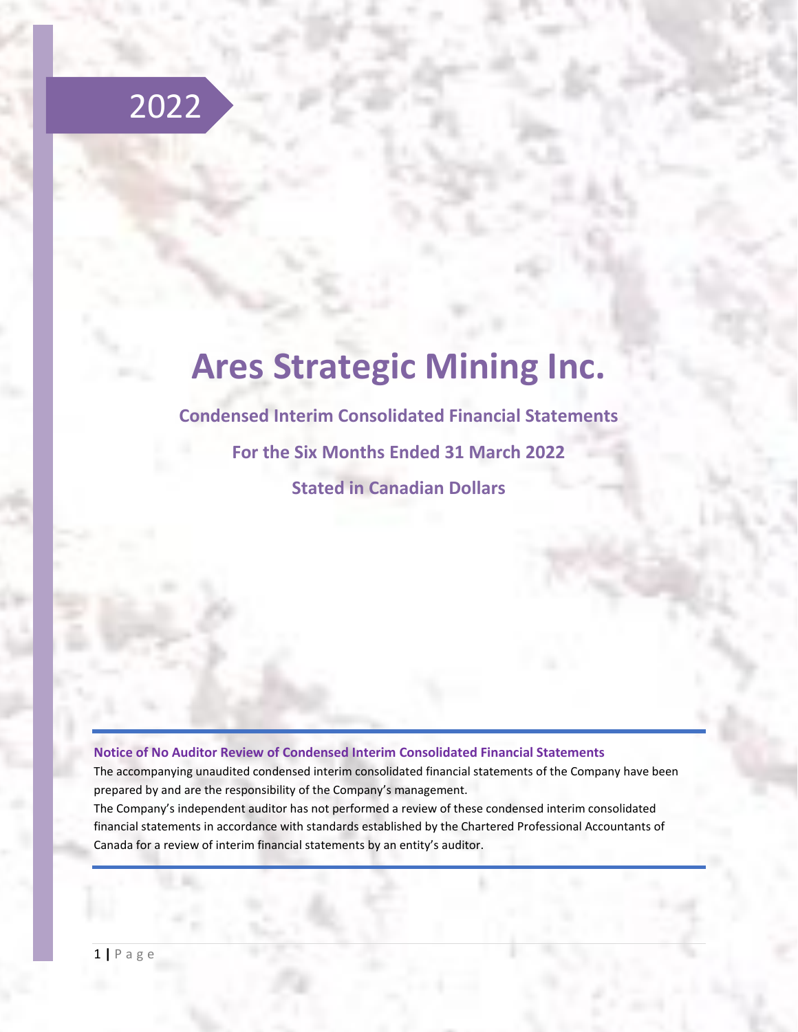2022

# Ares Strategic Mining Inc.

## Condensed Interim Consolidated Financial Statements

## For the Six Months Ended 31 March 2022

## Stated in Canadian Dollars

**Notice of No Auditor Review of Condensed Interim Consolidated Financial Statements**

The accompanying unaudited condensed interim consolidated financial statements of the Company have been prepared by and are the responsibility of the Company's management.

The Company's independent auditor has not performed a review of these condensed interim consolidated financial statements in accordance with standards established by the Chartered Professional Accountants of Canada for a review of interim financial statements by an entity's auditor.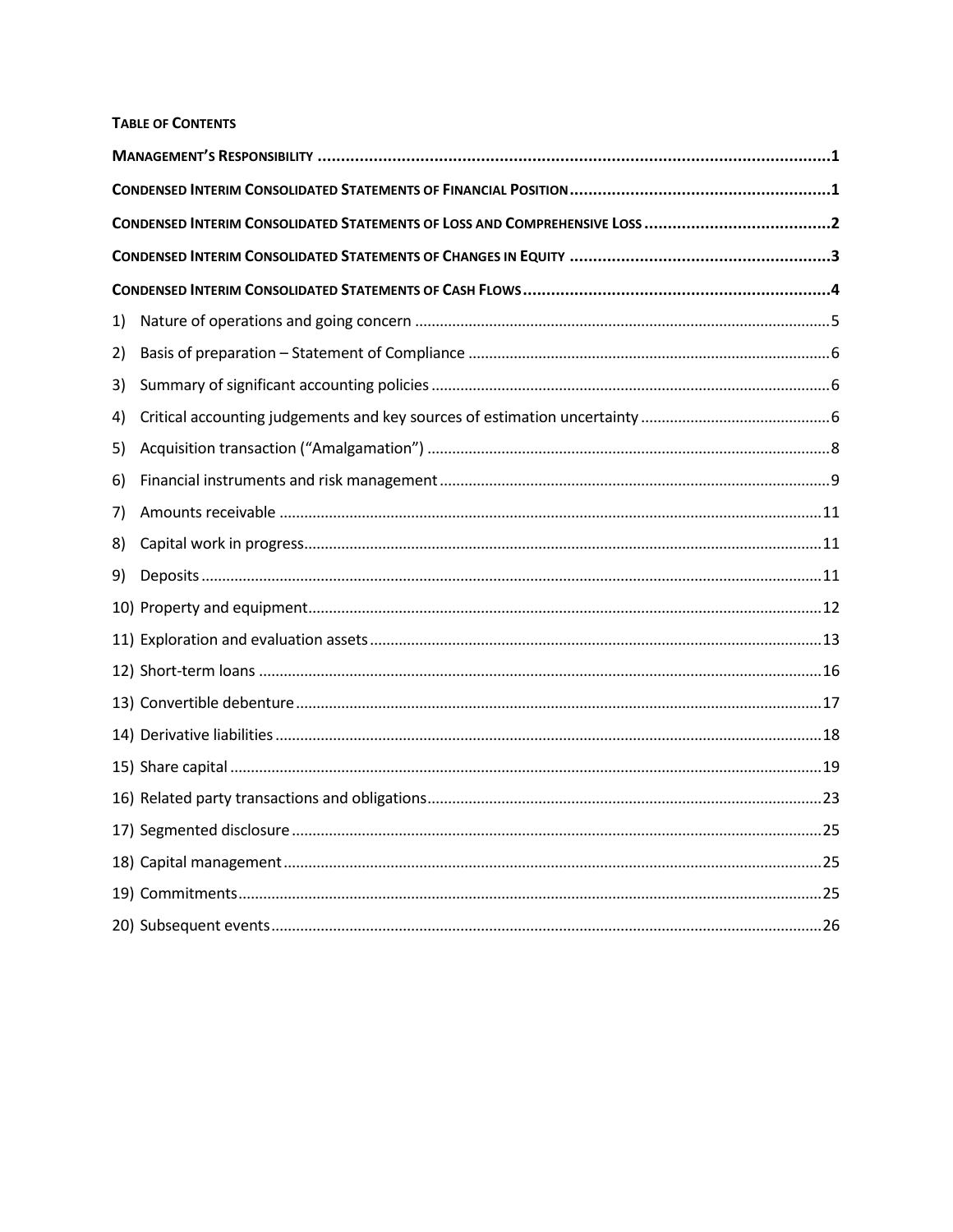**TABLE OF CONTENTS**

| | |
|---|---|
| **MANAGEMENT'S RESPONSIBILITY** | **1** |
| **CONDENSED INTERIM CONSOLIDATED STATEMENTS OF FINANCIAL POSITION** | **1** |
| **CONDENSED INTERIM CONSOLIDATED STATEMENTS OF LOSS AND COMPREHENSIVE LOSS** | **2** |
| **CONDENSED INTERIM CONSOLIDATED STATEMENTS OF CHANGES IN EQUITY** | **3** |
| **CONDENSED INTERIM CONSOLIDATED STATEMENTS OF CASH FLOWS** | **4** |
| 1) Nature of operations and going concern | 5 |
| 2) Basis of preparation – Statement of Compliance | 6 |
| 3) Summary of significant accounting policies | 6 |
| 4) Critical accounting judgements and key sources of estimation uncertainty | 6 |
| 5) Acquisition transaction ("Amalgamation") | 8 |
| 6) Financial instruments and risk management | 9 |
| 7) Amounts receivable | 11 |
| 8) Capital work in progress | 11 |
| 9) Deposits | 11 |
| 10) Property and equipment | 12 |
| 11) Exploration and evaluation assets | 13 |
| 12) Short-term loans | 16 |
| 13) Convertible debenture | 17 |
| 14) Derivative liabilities | 18 |
| 15) Share capital | 19 |
| 16) Related party transactions and obligations | 23 |
| 17) Segmented disclosure | 25 |
| 18) Capital management | 25 |
| 19) Commitments | 25 |
| 20) Subsequent events | 26 |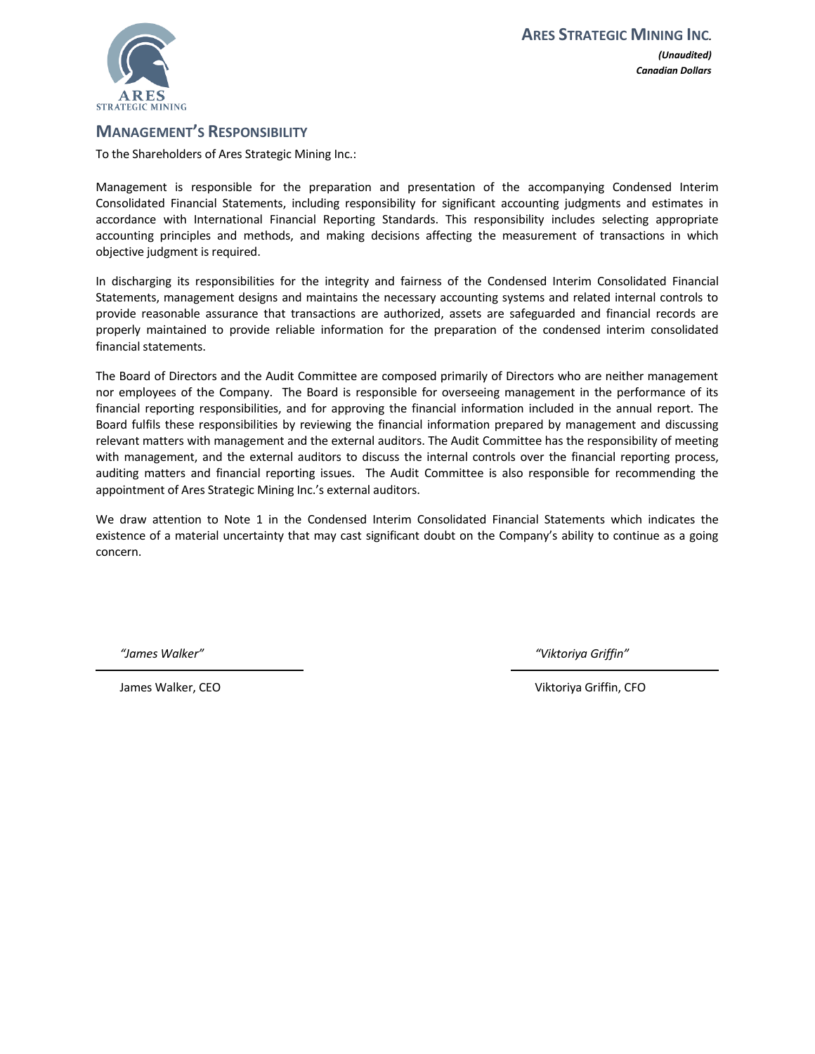**ARES STRATEGIC MINING INC.**

***(Unaudited)***
***Canadian Dollars***

## MANAGEMENT'S RESPONSIBILITY

To the Shareholders of Ares Strategic Mining Inc.:

Management is responsible for the preparation and presentation of the accompanying Condensed Interim Consolidated Financial Statements, including responsibility for significant accounting judgments and estimates in accordance with International Financial Reporting Standards. This responsibility includes selecting appropriate accounting principles and methods, and making decisions affecting the measurement of transactions in which objective judgment is required.

In discharging its responsibilities for the integrity and fairness of the Condensed Interim Consolidated Financial Statements, management designs and maintains the necessary accounting systems and related internal controls to provide reasonable assurance that transactions are authorized, assets are safeguarded and financial records are properly maintained to provide reliable information for the preparation of the condensed interim consolidated financial statements.

The Board of Directors and the Audit Committee are composed primarily of Directors who are neither management nor employees of the Company. The Board is responsible for overseeing management in the performance of its financial reporting responsibilities, and for approving the financial information included in the annual report. The Board fulfils these responsibilities by reviewing the financial information prepared by management and discussing relevant matters with management and the external auditors. The Audit Committee has the responsibility of meeting with management, and the external auditors to discuss the internal controls over the financial reporting process, auditing matters and financial reporting issues. The Audit Committee is also responsible for recommending the appointment of Ares Strategic Mining Inc.'s external auditors.

We draw attention to Note 1 in the Condensed Interim Consolidated Financial Statements which indicates the existence of a material uncertainty that may cast significant doubt on the Company's ability to continue as a going concern.

*"James Walker"*

James Walker, CEO

*"Viktoriya Griffin"*

Viktoriya Griffin, CFO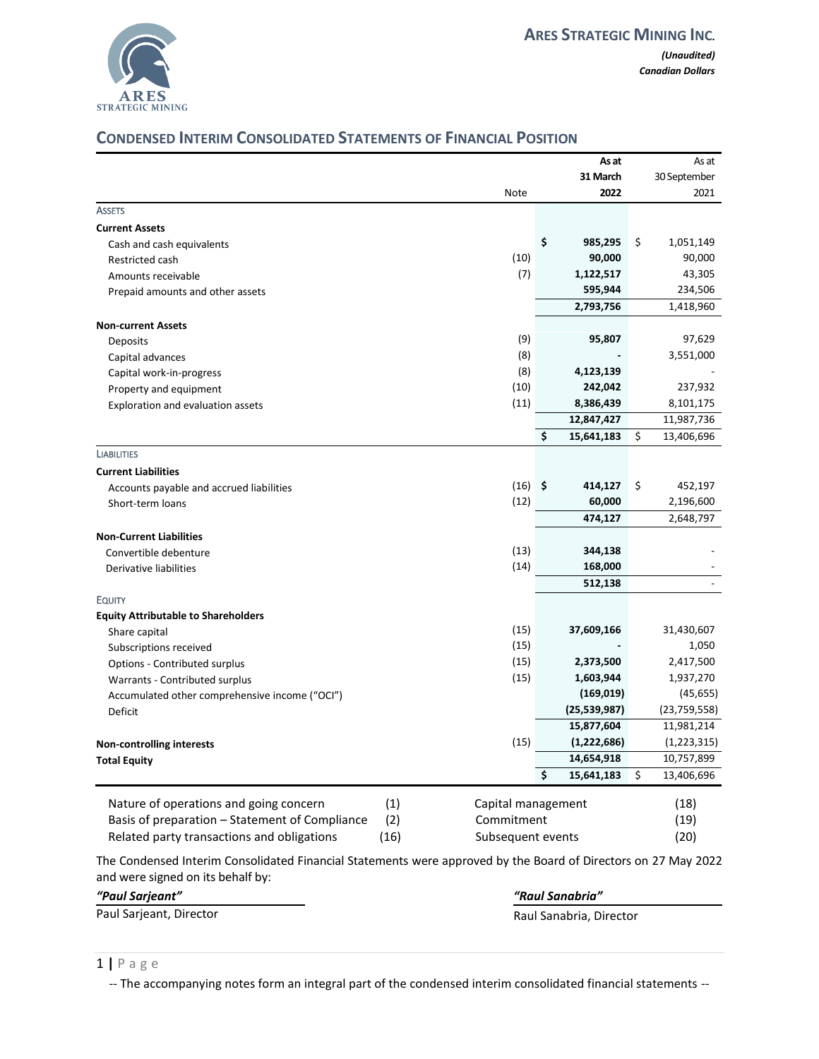**ARES STRATEGIC MINING INC.**

*(Unaudited)*
*Canadian Dollars*

## CONDENSED INTERIM CONSOLIDATED STATEMENTS OF FINANCIAL POSITION

| | Note | As at 31 March 2022 | As at 30 September 2021 |
|---|---|---|---|
| **ASSETS** | | | |
| **Current Assets** | | | |
| Cash and cash equivalents | | **$ 985,295** | $ 1,051,149 |
| Restricted cash | (10) | **90,000** | 90,000 |
| Amounts receivable | (7) | **1,122,517** | 43,305 |
| Prepaid amounts and other assets | | **595,944** | 234,506 |
| | | **2,793,756** | 1,418,960 |
| **Non-current Assets** | | | |
| Deposits | (9) | **95,807** | 97,629 |
| Capital advances | (8) | **-** | 3,551,000 |
| Capital work-in-progress | (8) | **4,123,139** | - |
| Property and equipment | (10) | **242,042** | 237,932 |
| Exploration and evaluation assets | (11) | **8,386,439** | 8,101,175 |
| | | **12,847,427** | 11,987,736 |
| | | **$ 15,641,183** | $ 13,406,696 |
| **LIABILITIES** | | | |
| **Current Liabilities** | | | |
| Accounts payable and accrued liabilities | (16) | **$ 414,127** | $ 452,197 |
| Short-term loans | (12) | **60,000** | 2,196,600 |
| | | **474,127** | 2,648,797 |
| **Non-Current Liabilities** | | | |
| Convertible debenture | (13) | **344,138** | - |
| Derivative liabilities | (14) | **168,000** | - |
| | | **512,138** | - |
| **EQUITY** | | | |
| **Equity Attributable to Shareholders** | | | |
| Share capital | (15) | **37,609,166** | 31,430,607 |
| Subscriptions received | (15) | **-** | 1,050 |
| Options - Contributed surplus | (15) | **2,373,500** | 2,417,500 |
| Warrants - Contributed surplus | (15) | **1,603,944** | 1,937,270 |
| Accumulated other comprehensive income ("OCI") | | **(169,019)** | (45,655) |
| Deficit | | **(25,539,987)** | (23,759,558) |
| | | **15,877,604** | 11,981,214 |
| **Non-controlling interests** | (15) | **(1,222,686)** | (1,223,315) |
| **Total Equity** | | **14,654,918** | 10,757,899 |
| | | **$ 15,641,183** | $ 13,406,696 |

| | | | |
|---|---|---|---|
| Nature of operations and going concern | (1) | Capital management | (18) |
| Basis of preparation – Statement of Compliance | (2) | Commitment | (19) |
| Related party transactions and obligations | (16) | Subsequent events | (20) |

The Condensed Interim Consolidated Financial Statements were approved by the Board of Directors on 27 May 2022 and were signed on its behalf by:

*"Paul Sarjeant"*
Paul Sarjeant, Director

*"Raul Sanabria"*
Raul Sanabria, Director

-- The accompanying notes form an integral part of the condensed interim consolidated financial statements --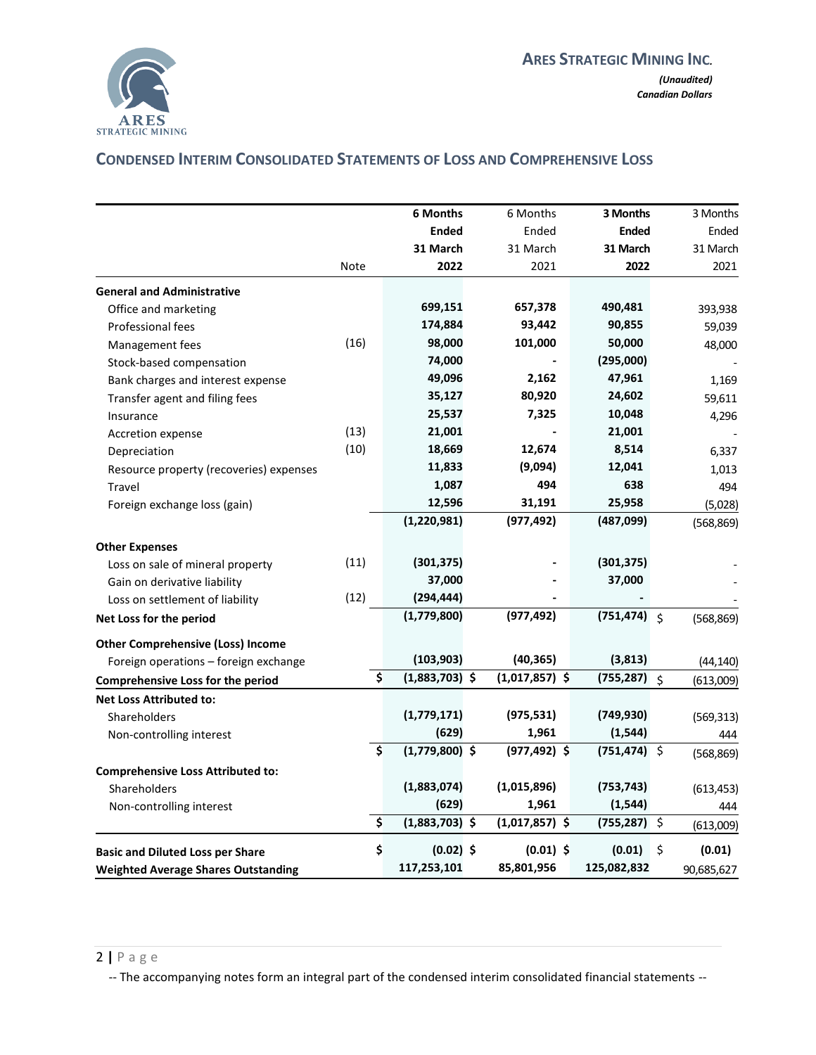ARES STRATEGIC MINING INC.

*(Unaudited)*
*Canadian Dollars*

## CONDENSED INTERIM CONSOLIDATED STATEMENTS OF LOSS AND COMPREHENSIVE LOSS

| | Note | **6 Months Ended 31 March 2022** | 6 Months Ended 31 March 2021 | **3 Months Ended 31 March 2022** | 3 Months Ended 31 March 2021 |
|---|---|---|---|---|---|
| **General and Administrative** | | | | | |
| Office and marketing | | **699,151** | 657,378 | **490,481** | 393,938 |
| Professional fees | | **174,884** | 93,442 | **90,855** | 59,039 |
| Management fees | (16) | **98,000** | 101,000 | **50,000** | 48,000 |
| Stock-based compensation | | **74,000** | - | **(295,000)** | - |
| Bank charges and interest expense | | **49,096** | 2,162 | **47,961** | 1,169 |
| Transfer agent and filing fees | | **35,127** | 80,920 | **24,602** | 59,611 |
| Insurance | | **25,537** | 7,325 | **10,048** | 4,296 |
| Accretion expense | (13) | **21,001** | - | **21,001** | - |
| Depreciation | (10) | **18,669** | 12,674 | **8,514** | 6,337 |
| Resource property (recoveries) expenses | | **11,833** | (9,094) | **12,041** | 1,013 |
| Travel | | **1,087** | 494 | **638** | 494 |
| Foreign exchange loss (gain) | | **12,596** | 31,191 | **25,958** | (5,028) |
| | | **(1,220,981)** | (977,492) | **(487,099)** | (568,869) |
| **Other Expenses** | | | | | |
| Loss on sale of mineral property | (11) | **(301,375)** | - | **(301,375)** | - |
| Gain on derivative liability | | **37,000** | - | **37,000** | - |
| Loss on settlement of liability | (12) | **(294,444)** | - | **-** | - |
| **Net Loss for the period** | | **(1,779,800)** | (977,492) | **(751,474)** | $ (568,869) |
| **Other Comprehensive (Loss) Income** | | | | | |
| Foreign operations – foreign exchange | | **(103,903)** | (40,365) | **(3,813)** | (44,140) |
| **Comprehensive Loss for the period** | | **$ (1,883,703)** | $ (1,017,857) | **$ (755,287)** | $ (613,009) |
| **Net Loss Attributed to:** | | | | | |
| Shareholders | | **(1,779,171)** | (975,531) | **(749,930)** | (569,313) |
| Non-controlling interest | | **(629)** | 1,961 | **(1,544)** | 444 |
| | | **$ (1,779,800)** | $ (977,492) | **$ (751,474)** | $ (568,869) |
| **Comprehensive Loss Attributed to:** | | | | | |
| Shareholders | | **(1,883,074)** | (1,015,896) | **(753,743)** | (613,453) |
| Non-controlling interest | | **(629)** | 1,961 | **(1,544)** | 444 |
| | | **$ (1,883,703)** | $ (1,017,857) | **$ (755,287)** | $ (613,009) |
| **Basic and Diluted Loss per Share** | | **$ (0.02)** | $ (0.01) | **$ (0.01)** | $ (0.01) |
| **Weighted Average Shares Outstanding** | | **117,253,101** | 85,801,956 | **125,082,832** | 90,685,627 |

-- The accompanying notes form an integral part of the condensed interim consolidated financial statements --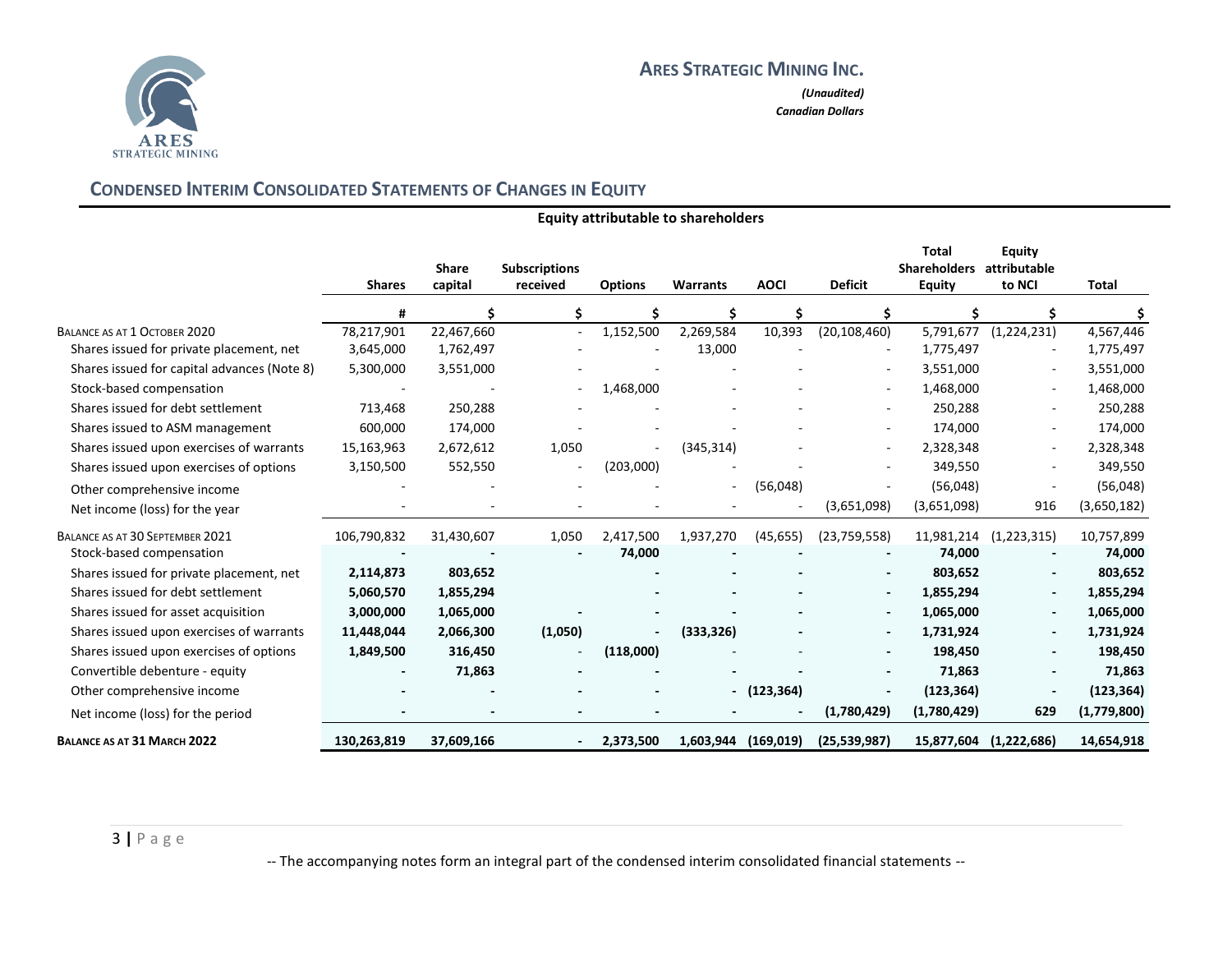**ARES STRATEGIC MINING INC.**

*(Unaudited)*
*Canadian Dollars*

## CONDENSED INTERIM CONSOLIDATED STATEMENTS OF CHANGES IN EQUITY

| | Equity attributable to shareholders | | | | | | | | | |
|---|---|---|---|---|---|---|---|---|---|---|
| | **Shares** | **Share capital** | **Subscriptions received** | **Options** | **Warrants** | **AOCI** | **Deficit** | **Total Shareholders Equity** | **Equity attributable to NCI** | **Total** |
| | # | $ | $ | $ | $ | $ | $ | $ | $ | $ |
| BALANCE AS AT 1 OCTOBER 2020 | 78,217,901 | 22,467,660 | - | 1,152,500 | 2,269,584 | 10,393 | (20,108,460) | 5,791,677 | (1,224,231) | 4,567,446 |
| Shares issued for private placement, net | 3,645,000 | 1,762,497 | - | - | 13,000 | - | - | 1,775,497 | - | 1,775,497 |
| Shares issued for capital advances (Note 8) | 5,300,000 | 3,551,000 | - | - | - | - | - | 3,551,000 | - | 3,551,000 |
| Stock-based compensation | - | - | - | 1,468,000 | - | - | - | 1,468,000 | - | 1,468,000 |
| Shares issued for debt settlement | 713,468 | 250,288 | - | - | - | - | - | 250,288 | - | 250,288 |
| Shares issued to ASM management | 600,000 | 174,000 | - | - | - | - | - | 174,000 | - | 174,000 |
| Shares issued upon exercises of warrants | 15,163,963 | 2,672,612 | 1,050 | - | (345,314) | - | - | 2,328,348 | - | 2,328,348 |
| Shares issued upon exercises of options | 3,150,500 | 552,550 | - | (203,000) | - | - | - | 349,550 | - | 349,550 |
| Other comprehensive income | - | - | - | - | - | (56,048) | - | (56,048) | - | (56,048) |
| Net income (loss) for the year | - | - | - | - | - | - | (3,651,098) | (3,651,098) | 916 | (3,650,182) |
| BALANCE AS AT 30 SEPTEMBER 2021 | 106,790,832 | 31,430,607 | 1,050 | 2,417,500 | 1,937,270 | (45,655) | (23,759,558) | 11,981,214 | (1,223,315) | 10,757,899 |
| Stock-based compensation | **-** | **-** | **-** | **74,000** | **-** | **-** | **-** | **74,000** | **-** | **74,000** |
| Shares issued for private placement, net | **2,114,873** | **803,652** | | **-** | **-** | **-** | **-** | **803,652** | **-** | **803,652** |
| Shares issued for debt settlement | **5,060,570** | **1,855,294** | | **-** | **-** | **-** | **-** | **1,855,294** | **-** | **1,855,294** |
| Shares issued for asset acquisition | **3,000,000** | **1,065,000** | **-** | **-** | **-** | **-** | **-** | **1,065,000** | **-** | **1,065,000** |
| Shares issued upon exercises of warrants | **11,448,044** | **2,066,300** | **(1,050)** | **-** | **(333,326)** | **-** | **-** | **1,731,924** | **-** | **1,731,924** |
| Shares issued upon exercises of options | **1,849,500** | **316,450** | - | **(118,000)** | - | - | **-** | **198,450** | **-** | **198,450** |
| Convertible debenture - equity | **-** | **71,863** | **-** | **-** | **-** | **-** | **-** | **71,863** | **-** | **71,863** |
| Other comprehensive income | **-** | **-** | **-** | **-** | **-** | **(123,364)** | **-** | **(123,364)** | **-** | **(123,364)** |
| Net income (loss) for the period | **-** | **-** | **-** | **-** | **-** | **-** | **(1,780,429)** | **(1,780,429)** | **629** | **(1,779,800)** |
| **BALANCE AS AT 31 MARCH 2022** | **130,263,819** | **37,609,166** | **-** | **2,373,500** | **1,603,944** | **(169,019)** | **(25,539,987)** | **15,877,604** | **(1,222,686)** | **14,654,918** |

-- The accompanying notes form an integral part of the condensed interim consolidated financial statements --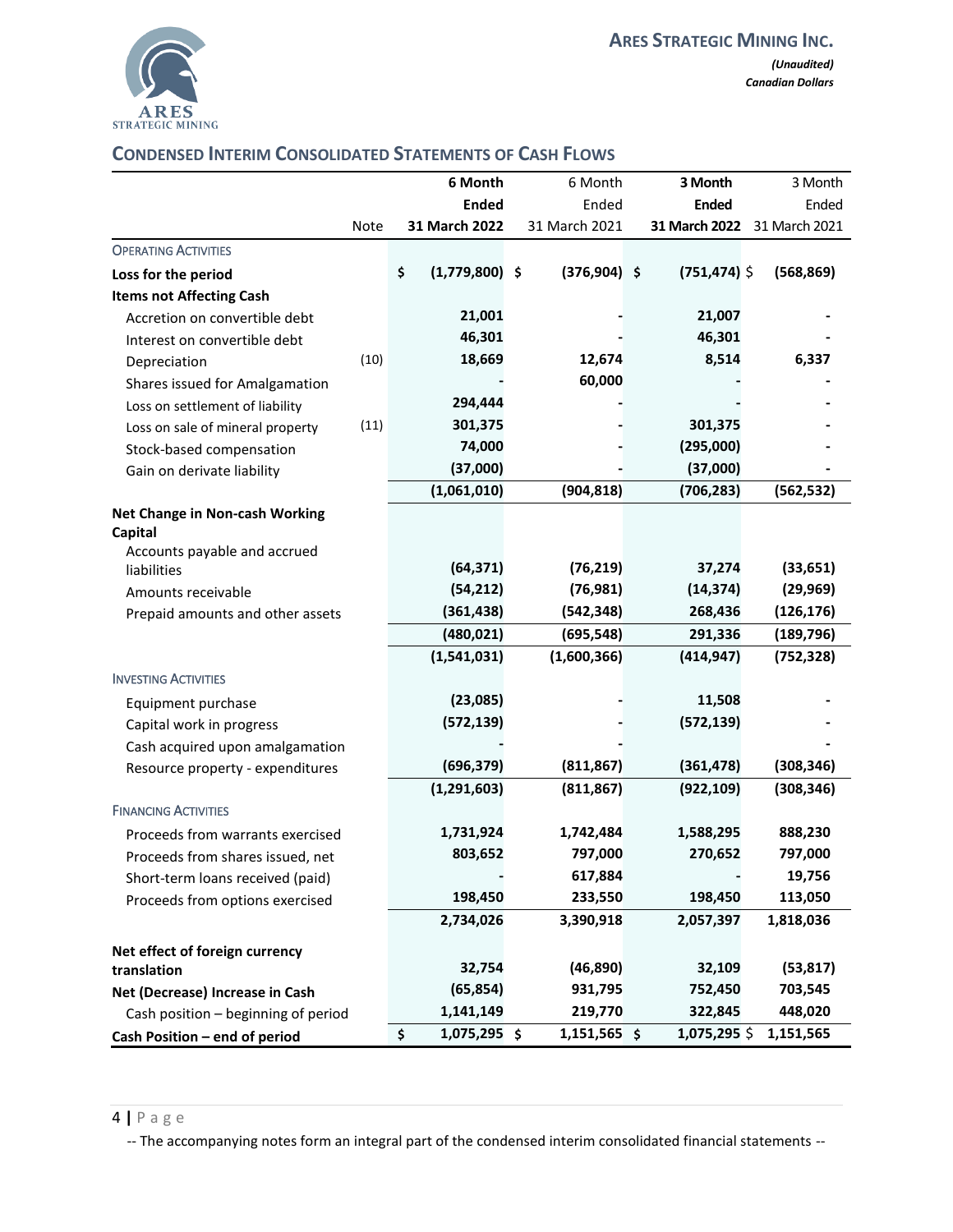**ARES STRATEGIC MINING INC.**

*(Unaudited)*
*Canadian Dollars*

## CONDENSED INTERIM CONSOLIDATED STATEMENTS OF CASH FLOWS

| | Note | **6 Month Ended 31 March 2022** | 6 Month Ended 31 March 2021 | **3 Month Ended 31 March 2022** | 3 Month Ended 31 March 2021 |
|---|---|---|---|---|---|
| OPERATING ACTIVITIES | | | | | |
| **Loss for the period** | | $ (1,779,800) | $ (376,904) | $ (751,474) | $ (568,869) |
| **Items not Affecting Cash** | | | | | |
| Accretion on convertible debt | | 21,001 | - | 21,007 | - |
| Interest on convertible debt | | 46,301 | - | 46,301 | - |
| Depreciation | (10) | 18,669 | 12,674 | 8,514 | 6,337 |
| Shares issued for Amalgamation | | - | 60,000 | - | - |
| Loss on settlement of liability | | 294,444 | - | - | - |
| Loss on sale of mineral property | (11) | 301,375 | - | 301,375 | - |
| Stock-based compensation | | 74,000 | - | (295,000) | - |
| Gain on derivate liability | | (37,000) | - | (37,000) | - |
| | | (1,061,010) | (904,818) | (706,283) | (562,532) |
| **Net Change in Non-cash Working Capital** | | | | | |
| Accounts payable and accrued liabilities | | (64,371) | (76,219) | 37,274 | (33,651) |
| Amounts receivable | | (54,212) | (76,981) | (14,374) | (29,969) |
| Prepaid amounts and other assets | | (361,438) | (542,348) | 268,436 | (126,176) |
| | | (480,021) | (695,548) | 291,336 | (189,796) |
| | | (1,541,031) | (1,600,366) | (414,947) | (752,328) |
| INVESTING ACTIVITIES | | | | | |
| Equipment purchase | | (23,085) | - | 11,508 | - |
| Capital work in progress | | (572,139) | - | (572,139) | - |
| Cash acquired upon amalgamation | | - | - | | - |
| Resource property - expenditures | | (696,379) | (811,867) | (361,478) | (308,346) |
| | | (1,291,603) | (811,867) | (922,109) | (308,346) |
| FINANCING ACTIVITIES | | | | | |
| Proceeds from warrants exercised | | 1,731,924 | 1,742,484 | 1,588,295 | 888,230 |
| Proceeds from shares issued, net | | 803,652 | 797,000 | 270,652 | 797,000 |
| Short-term loans received (paid) | | - | 617,884 | - | 19,756 |
| Proceeds from options exercised | | 198,450 | 233,550 | 198,450 | 113,050 |
| | | 2,734,026 | 3,390,918 | 2,057,397 | 1,818,036 |
| **Net effect of foreign currency translation** | | 32,754 | (46,890) | 32,109 | (53,817) |
| **Net (Decrease) Increase in Cash** | | (65,854) | 931,795 | 752,450 | 703,545 |
| Cash position – beginning of period | | 1,141,149 | 219,770 | 322,845 | 448,020 |
| **Cash Position – end of period** | | $ 1,075,295 | $ 1,151,565 | $ 1,075,295 | $ 1,151,565 |

-- The accompanying notes form an integral part of the condensed interim consolidated financial statements --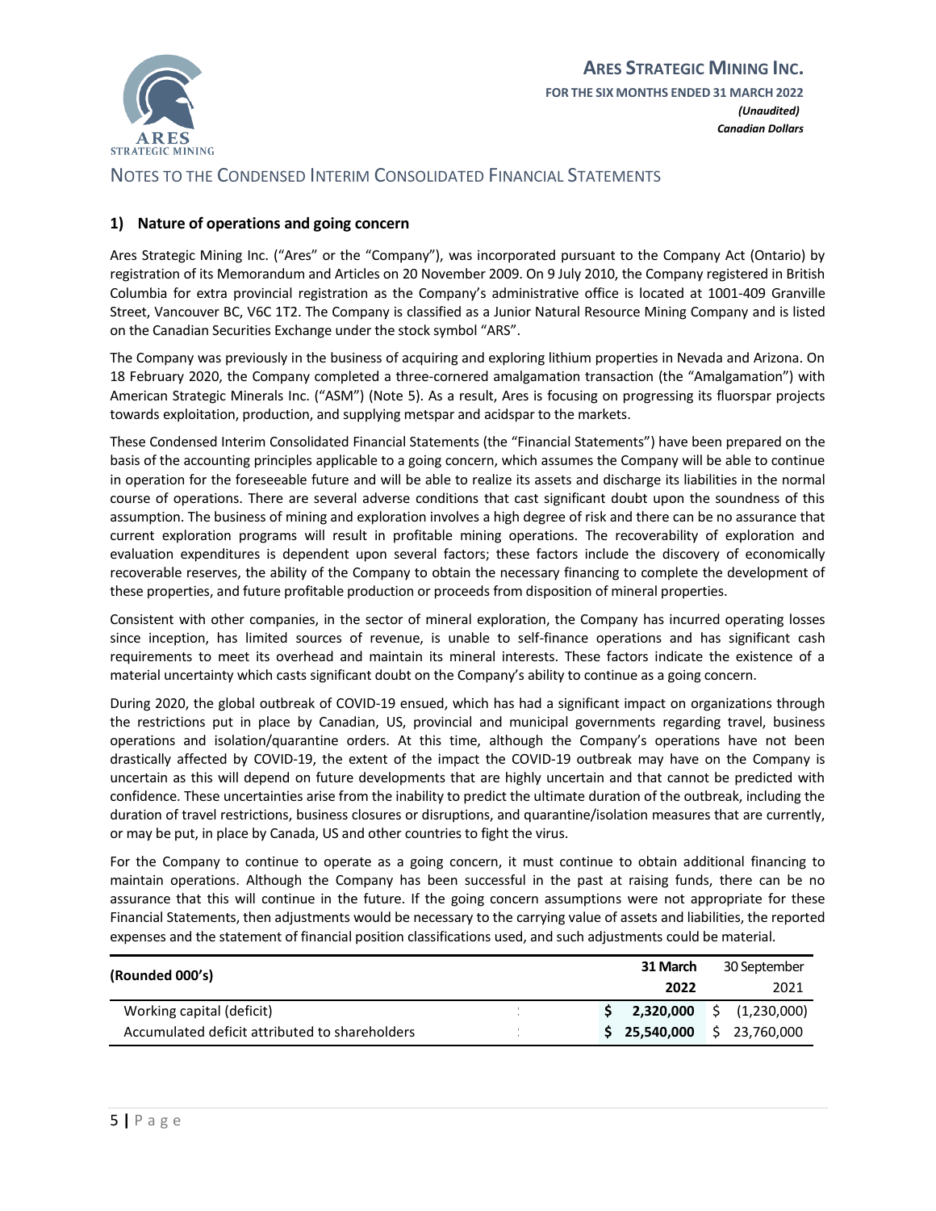## NOTES TO THE CONDENSED INTERIM CONSOLIDATED FINANCIAL STATEMENTS

### 1) Nature of operations and going concern

Ares Strategic Mining Inc. ("Ares" or the "Company"), was incorporated pursuant to the Company Act (Ontario) by registration of its Memorandum and Articles on 20 November 2009. On 9 July 2010, the Company registered in British Columbia for extra provincial registration as the Company's administrative office is located at 1001-409 Granville Street, Vancouver BC, V6C 1T2. The Company is classified as a Junior Natural Resource Mining Company and is listed on the Canadian Securities Exchange under the stock symbol "ARS".

The Company was previously in the business of acquiring and exploring lithium properties in Nevada and Arizona. On 18 February 2020, the Company completed a three-cornered amalgamation transaction (the "Amalgamation") with American Strategic Minerals Inc. ("ASM") (Note 5). As a result, Ares is focusing on progressing its fluorspar projects towards exploitation, production, and supplying metspar and acidspar to the markets.

These Condensed Interim Consolidated Financial Statements (the "Financial Statements") have been prepared on the basis of the accounting principles applicable to a going concern, which assumes the Company will be able to continue in operation for the foreseeable future and will be able to realize its assets and discharge its liabilities in the normal course of operations. There are several adverse conditions that cast significant doubt upon the soundness of this assumption. The business of mining and exploration involves a high degree of risk and there can be no assurance that current exploration programs will result in profitable mining operations. The recoverability of exploration and evaluation expenditures is dependent upon several factors; these factors include the discovery of economically recoverable reserves, the ability of the Company to obtain the necessary financing to complete the development of these properties, and future profitable production or proceeds from disposition of mineral properties.

Consistent with other companies, in the sector of mineral exploration, the Company has incurred operating losses since inception, has limited sources of revenue, is unable to self-finance operations and has significant cash requirements to meet its overhead and maintain its mineral interests. These factors indicate the existence of a material uncertainty which casts significant doubt on the Company's ability to continue as a going concern.

During 2020, the global outbreak of COVID-19 ensued, which has had a significant impact on organizations through the restrictions put in place by Canadian, US, provincial and municipal governments regarding travel, business operations and isolation/quarantine orders. At this time, although the Company's operations have not been drastically affected by COVID-19, the extent of the impact the COVID-19 outbreak may have on the Company is uncertain as this will depend on future developments that are highly uncertain and that cannot be predicted with confidence. These uncertainties arise from the inability to predict the ultimate duration of the outbreak, including the duration of travel restrictions, business closures or disruptions, and quarantine/isolation measures that are currently, or may be put, in place by Canada, US and other countries to fight the virus.

For the Company to continue to operate as a going concern, it must continue to obtain additional financing to maintain operations. Although the Company has been successful in the past at raising funds, there can be no assurance that this will continue in the future. If the going concern assumptions were not appropriate for these Financial Statements, then adjustments would be necessary to the carrying value of assets and liabilities, the reported expenses and the statement of financial position classifications used, and such adjustments could be material.

| (Rounded 000's) | 31 March 2022 | 30 September 2021 |
|---|---|---|
| Working capital (deficit) | **$ 2,320,000** | $ (1,230,000) |
| Accumulated deficit attributed to shareholders | **$ 25,540,000** | $ 23,760,000 |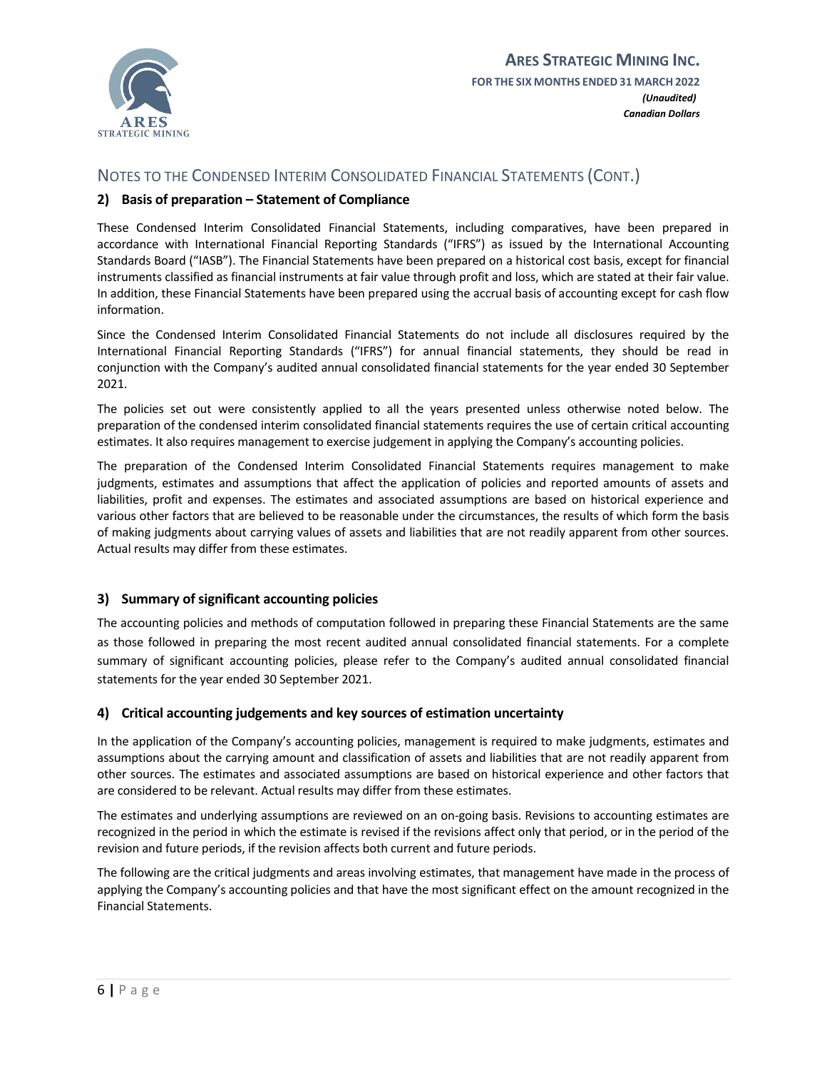## NOTES TO THE CONDENSED INTERIM CONSOLIDATED FINANCIAL STATEMENTS (CONT.)

### 2) Basis of preparation – Statement of Compliance

These Condensed Interim Consolidated Financial Statements, including comparatives, have been prepared in accordance with International Financial Reporting Standards ("IFRS") as issued by the International Accounting Standards Board ("IASB"). The Financial Statements have been prepared on a historical cost basis, except for financial instruments classified as financial instruments at fair value through profit and loss, which are stated at their fair value. In addition, these Financial Statements have been prepared using the accrual basis of accounting except for cash flow information.

Since the Condensed Interim Consolidated Financial Statements do not include all disclosures required by the International Financial Reporting Standards ("IFRS") for annual financial statements, they should be read in conjunction with the Company's audited annual consolidated financial statements for the year ended 30 September 2021.

The policies set out were consistently applied to all the years presented unless otherwise noted below. The preparation of the condensed interim consolidated financial statements requires the use of certain critical accounting estimates. It also requires management to exercise judgement in applying the Company's accounting policies.

The preparation of the Condensed Interim Consolidated Financial Statements requires management to make judgments, estimates and assumptions that affect the application of policies and reported amounts of assets and liabilities, profit and expenses. The estimates and associated assumptions are based on historical experience and various other factors that are believed to be reasonable under the circumstances, the results of which form the basis of making judgments about carrying values of assets and liabilities that are not readily apparent from other sources. Actual results may differ from these estimates.

### 3) Summary of significant accounting policies

The accounting policies and methods of computation followed in preparing these Financial Statements are the same as those followed in preparing the most recent audited annual consolidated financial statements. For a complete summary of significant accounting policies, please refer to the Company's audited annual consolidated financial statements for the year ended 30 September 2021.

### 4) Critical accounting judgements and key sources of estimation uncertainty

In the application of the Company's accounting policies, management is required to make judgments, estimates and assumptions about the carrying amount and classification of assets and liabilities that are not readily apparent from other sources. The estimates and associated assumptions are based on historical experience and other factors that are considered to be relevant. Actual results may differ from these estimates.

The estimates and underlying assumptions are reviewed on an on-going basis. Revisions to accounting estimates are recognized in the period in which the estimate is revised if the revisions affect only that period, or in the period of the revision and future periods, if the revision affects both current and future periods.

The following are the critical judgments and areas involving estimates, that management have made in the process of applying the Company's accounting policies and that have the most significant effect on the amount recognized in the Financial Statements.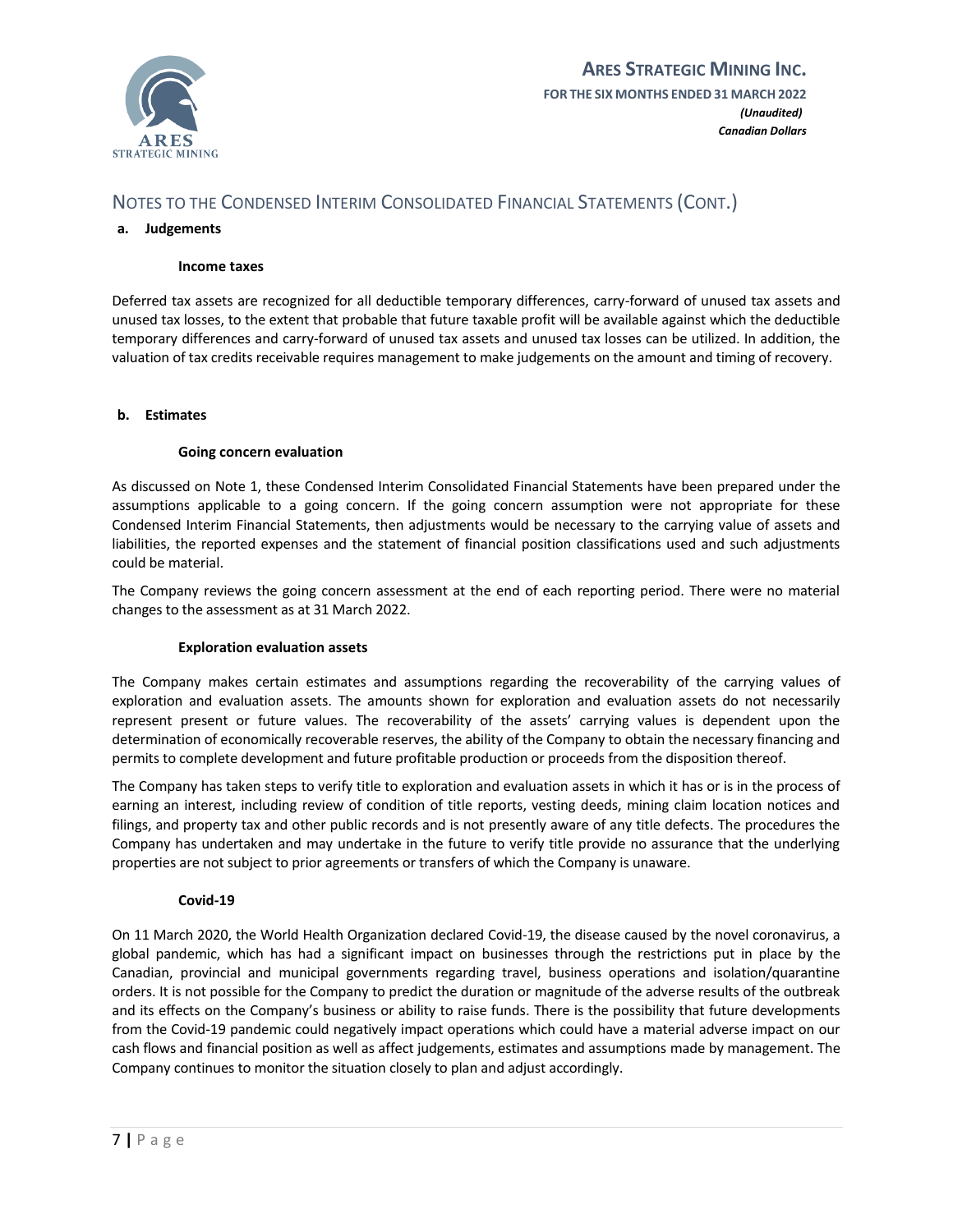## NOTES TO THE CONDENSED INTERIM CONSOLIDATED FINANCIAL STATEMENTS (CONT.)

**a. Judgements**

**Income taxes**

Deferred tax assets are recognized for all deductible temporary differences, carry-forward of unused tax assets and unused tax losses, to the extent that probable that future taxable profit will be available against which the deductible temporary differences and carry-forward of unused tax assets and unused tax losses can be utilized. In addition, the valuation of tax credits receivable requires management to make judgements on the amount and timing of recovery.

**b. Estimates**

**Going concern evaluation**

As discussed on Note 1, these Condensed Interim Consolidated Financial Statements have been prepared under the assumptions applicable to a going concern. If the going concern assumption were not appropriate for these Condensed Interim Financial Statements, then adjustments would be necessary to the carrying value of assets and liabilities, the reported expenses and the statement of financial position classifications used and such adjustments could be material.

The Company reviews the going concern assessment at the end of each reporting period. There were no material changes to the assessment as at 31 March 2022.

**Exploration evaluation assets**

The Company makes certain estimates and assumptions regarding the recoverability of the carrying values of exploration and evaluation assets. The amounts shown for exploration and evaluation assets do not necessarily represent present or future values. The recoverability of the assets' carrying values is dependent upon the determination of economically recoverable reserves, the ability of the Company to obtain the necessary financing and permits to complete development and future profitable production or proceeds from the disposition thereof.

The Company has taken steps to verify title to exploration and evaluation assets in which it has or is in the process of earning an interest, including review of condition of title reports, vesting deeds, mining claim location notices and filings, and property tax and other public records and is not presently aware of any title defects. The procedures the Company has undertaken and may undertake in the future to verify title provide no assurance that the underlying properties are not subject to prior agreements or transfers of which the Company is unaware.

**Covid-19**

On 11 March 2020, the World Health Organization declared Covid-19, the disease caused by the novel coronavirus, a global pandemic, which has had a significant impact on businesses through the restrictions put in place by the Canadian, provincial and municipal governments regarding travel, business operations and isolation/quarantine orders. It is not possible for the Company to predict the duration or magnitude of the adverse results of the outbreak and its effects on the Company's business or ability to raise funds. There is the possibility that future developments from the Covid-19 pandemic could negatively impact operations which could have a material adverse impact on our cash flows and financial position as well as affect judgements, estimates and assumptions made by management. The Company continues to monitor the situation closely to plan and adjust accordingly.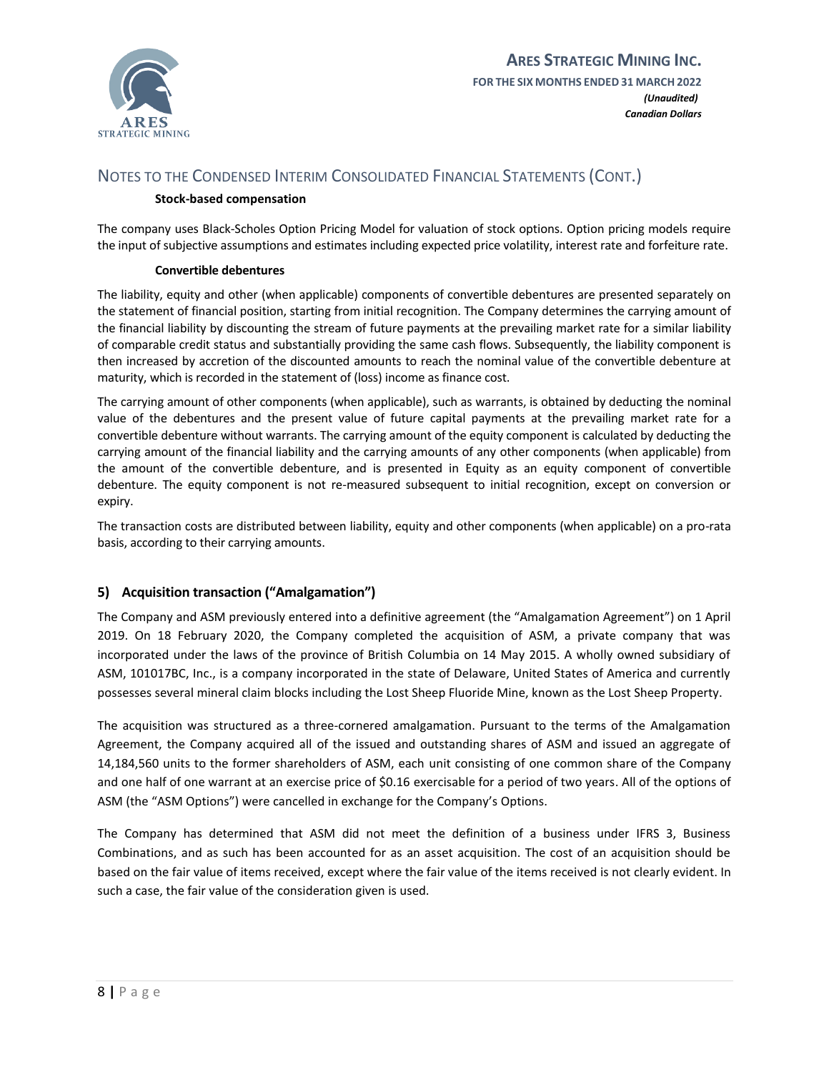## NOTES TO THE CONDENSED INTERIM CONSOLIDATED FINANCIAL STATEMENTS (CONT.)

**Stock-based compensation**

The company uses Black-Scholes Option Pricing Model for valuation of stock options. Option pricing models require the input of subjective assumptions and estimates including expected price volatility, interest rate and forfeiture rate.

**Convertible debentures**

The liability, equity and other (when applicable) components of convertible debentures are presented separately on the statement of financial position, starting from initial recognition. The Company determines the carrying amount of the financial liability by discounting the stream of future payments at the prevailing market rate for a similar liability of comparable credit status and substantially providing the same cash flows. Subsequently, the liability component is then increased by accretion of the discounted amounts to reach the nominal value of the convertible debenture at maturity, which is recorded in the statement of (loss) income as finance cost.

The carrying amount of other components (when applicable), such as warrants, is obtained by deducting the nominal value of the debentures and the present value of future capital payments at the prevailing market rate for a convertible debenture without warrants. The carrying amount of the equity component is calculated by deducting the carrying amount of the financial liability and the carrying amounts of any other components (when applicable) from the amount of the convertible debenture, and is presented in Equity as an equity component of convertible debenture. The equity component is not re-measured subsequent to initial recognition, except on conversion or expiry.

The transaction costs are distributed between liability, equity and other components (when applicable) on a pro-rata basis, according to their carrying amounts.

## 5) Acquisition transaction ("Amalgamation")

The Company and ASM previously entered into a definitive agreement (the "Amalgamation Agreement") on 1 April 2019. On 18 February 2020, the Company completed the acquisition of ASM, a private company that was incorporated under the laws of the province of British Columbia on 14 May 2015. A wholly owned subsidiary of ASM, 101017BC, Inc., is a company incorporated in the state of Delaware, United States of America and currently possesses several mineral claim blocks including the Lost Sheep Fluoride Mine, known as the Lost Sheep Property.

The acquisition was structured as a three-cornered amalgamation. Pursuant to the terms of the Amalgamation Agreement, the Company acquired all of the issued and outstanding shares of ASM and issued an aggregate of 14,184,560 units to the former shareholders of ASM, each unit consisting of one common share of the Company and one half of one warrant at an exercise price of $0.16 exercisable for a period of two years. All of the options of ASM (the "ASM Options") were cancelled in exchange for the Company's Options.

The Company has determined that ASM did not meet the definition of a business under IFRS 3, Business Combinations, and as such has been accounted for as an asset acquisition. The cost of an acquisition should be based on the fair value of items received, except where the fair value of the items received is not clearly evident. In such a case, the fair value of the consideration given is used.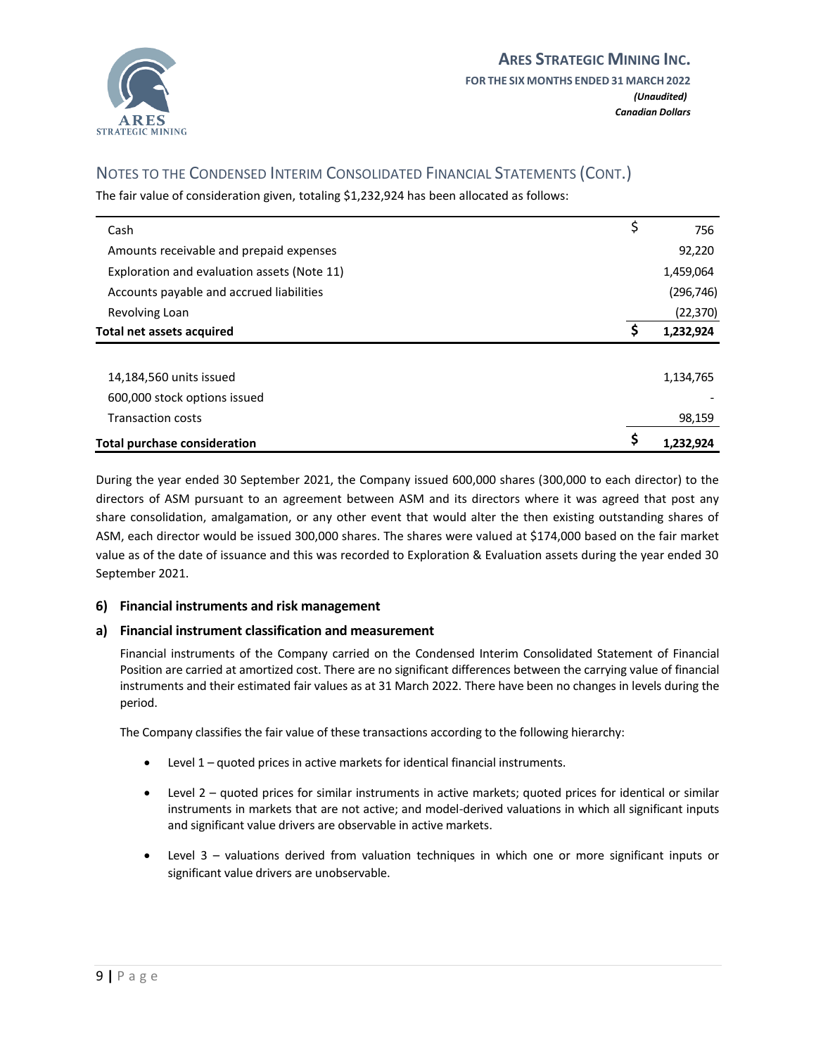## NOTES TO THE CONDENSED INTERIM CONSOLIDATED FINANCIAL STATEMENTS (CONT.)

The fair value of consideration given, totaling $1,232,924 has been allocated as follows:

| | |
|---|---|
| Cash | $ 756 |
| Amounts receivable and prepaid expenses | 92,220 |
| Exploration and evaluation assets (Note 11) | 1,459,064 |
| Accounts payable and accrued liabilities | (296,746) |
| Revolving Loan | (22,370) |
| **Total net assets acquired** | **$ 1,232,924** |
| | |
| 14,184,560 units issued | 1,134,765 |
| 600,000 stock options issued | - |
| Transaction costs | 98,159 |
| **Total purchase consideration** | **$ 1,232,924** |

During the year ended 30 September 2021, the Company issued 600,000 shares (300,000 to each director) to the directors of ASM pursuant to an agreement between ASM and its directors where it was agreed that post any share consolidation, amalgamation, or any other event that would alter the then existing outstanding shares of ASM, each director would be issued 300,000 shares. The shares were valued at $174,000 based on the fair market value as of the date of issuance and this was recorded to Exploration & Evaluation assets during the year ended 30 September 2021.

### 6) Financial instruments and risk management

### a) Financial instrument classification and measurement

Financial instruments of the Company carried on the Condensed Interim Consolidated Statement of Financial Position are carried at amortized cost. There are no significant differences between the carrying value of financial instruments and their estimated fair values as at 31 March 2022. There have been no changes in levels during the period.

The Company classifies the fair value of these transactions according to the following hierarchy:

- Level 1 – quoted prices in active markets for identical financial instruments.
- Level 2 – quoted prices for similar instruments in active markets; quoted prices for identical or similar instruments in markets that are not active; and model-derived valuations in which all significant inputs and significant value drivers are observable in active markets.
- Level 3 – valuations derived from valuation techniques in which one or more significant inputs or significant value drivers are unobservable.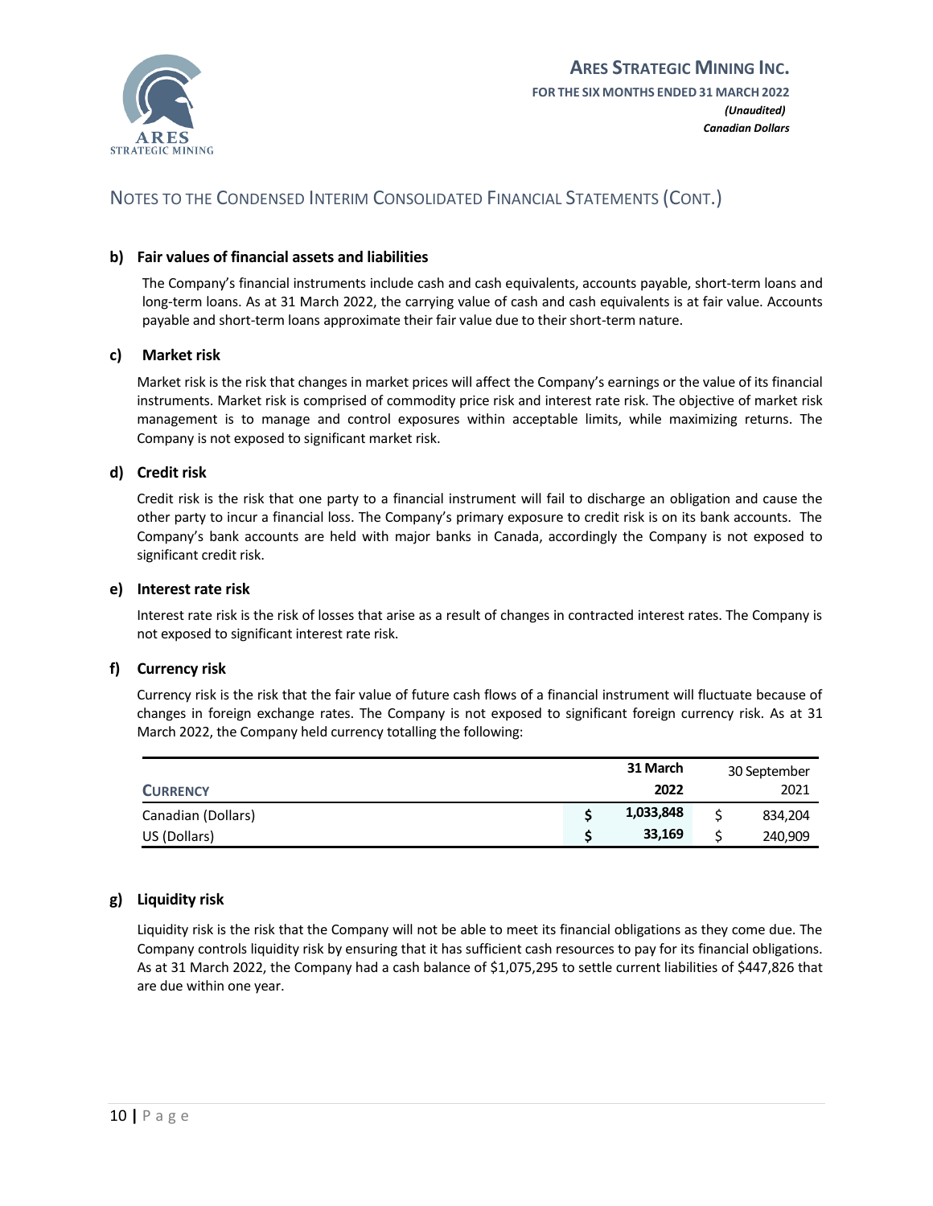## NOTES TO THE CONDENSED INTERIM CONSOLIDATED FINANCIAL STATEMENTS (CONT.)

### b) Fair values of financial assets and liabilities

The Company's financial instruments include cash and cash equivalents, accounts payable, short-term loans and long-term loans. As at 31 March 2022, the carrying value of cash and cash equivalents is at fair value. Accounts payable and short-term loans approximate their fair value due to their short-term nature.

### c) Market risk

Market risk is the risk that changes in market prices will affect the Company's earnings or the value of its financial instruments. Market risk is comprised of commodity price risk and interest rate risk. The objective of market risk management is to manage and control exposures within acceptable limits, while maximizing returns. The Company is not exposed to significant market risk.

### d) Credit risk

Credit risk is the risk that one party to a financial instrument will fail to discharge an obligation and cause the other party to incur a financial loss. The Company's primary exposure to credit risk is on its bank accounts. The Company's bank accounts are held with major banks in Canada, accordingly the Company is not exposed to significant credit risk.

### e) Interest rate risk

Interest rate risk is the risk of losses that arise as a result of changes in contracted interest rates. The Company is not exposed to significant interest rate risk.

### f) Currency risk

Currency risk is the risk that the fair value of future cash flows of a financial instrument will fluctuate because of changes in foreign exchange rates. The Company is not exposed to significant foreign currency risk. As at 31 March 2022, the Company held currency totalling the following:

| CURRENCY | 31 March 2022 | 30 September 2021 |
|---|---|---|
| Canadian (Dollars) | $ 1,033,848 | $ 834,204 |
| US (Dollars) | $ 33,169 | $ 240,909 |

### g) Liquidity risk

Liquidity risk is the risk that the Company will not be able to meet its financial obligations as they come due. The Company controls liquidity risk by ensuring that it has sufficient cash resources to pay for its financial obligations. As at 31 March 2022, the Company had a cash balance of $1,075,295 to settle current liabilities of $447,826 that are due within one year.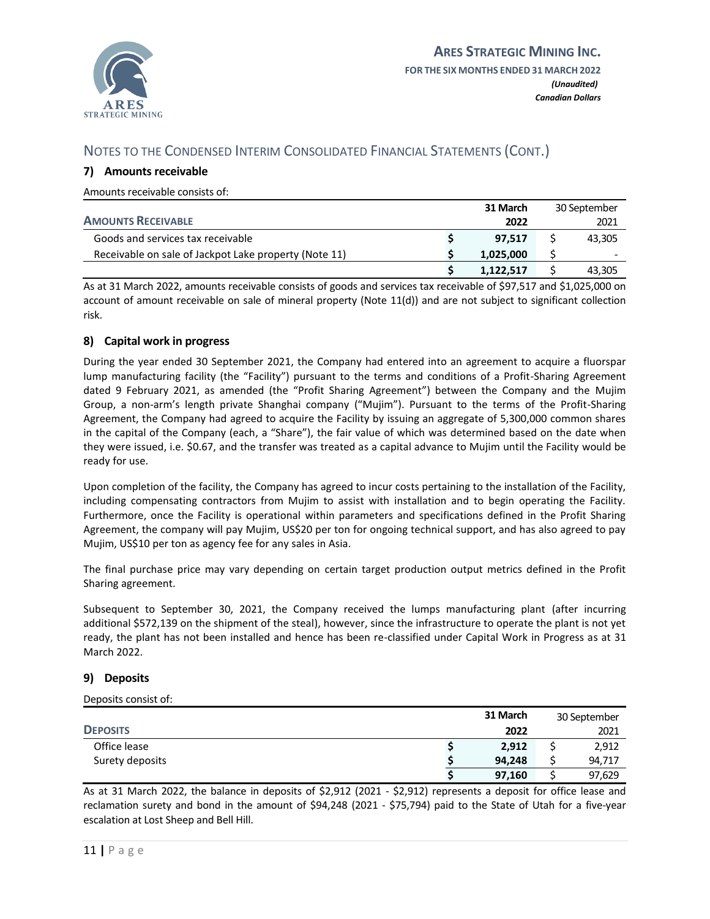## NOTES TO THE CONDENSED INTERIM CONSOLIDATED FINANCIAL STATEMENTS (CONT.)

### 7) Amounts receivable

Amounts receivable consists of:

| AMOUNTS RECEIVABLE | 31 March 2022 | 30 September 2021 |
|---|---|---|
| Goods and services tax receivable | $ **97,517** | $ 43,305 |
| Receivable on sale of Jackpot Lake property (Note 11) | $ **1,025,000** | $ - |
| | $ **1,122,517** | $ 43,305 |

As at 31 March 2022, amounts receivable consists of goods and services tax receivable of $97,517 and $1,025,000 on account of amount receivable on sale of mineral property (Note 11(d)) and are not subject to significant collection risk.

### 8) Capital work in progress

During the year ended 30 September 2021, the Company had entered into an agreement to acquire a fluorspar lump manufacturing facility (the "Facility") pursuant to the terms and conditions of a Profit-Sharing Agreement dated 9 February 2021, as amended (the "Profit Sharing Agreement") between the Company and the Mujim Group, a non-arm's length private Shanghai company ("Mujim"). Pursuant to the terms of the Profit-Sharing Agreement, the Company had agreed to acquire the Facility by issuing an aggregate of 5,300,000 common shares in the capital of the Company (each, a "Share"), the fair value of which was determined based on the date when they were issued, i.e. $0.67, and the transfer was treated as a capital advance to Mujim until the Facility would be ready for use.

Upon completion of the facility, the Company has agreed to incur costs pertaining to the installation of the Facility, including compensating contractors from Mujim to assist with installation and to begin operating the Facility. Furthermore, once the Facility is operational within parameters and specifications defined in the Profit Sharing Agreement, the company will pay Mujim, US$20 per ton for ongoing technical support, and has also agreed to pay Mujim, US$10 per ton as agency fee for any sales in Asia.

The final purchase price may vary depending on certain target production output metrics defined in the Profit Sharing agreement.

Subsequent to September 30, 2021, the Company received the lumps manufacturing plant (after incurring additional $572,139 on the shipment of the steal), however, since the infrastructure to operate the plant is not yet ready, the plant has not been installed and hence has been re-classified under Capital Work in Progress as at 31 March 2022.

### 9) Deposits

Deposits consist of:

| DEPOSITS | 31 March 2022 | 30 September 2021 |
|---|---|---|
| Office lease | $ **2,912** | $ 2,912 |
| Surety deposits | $ **94,248** | $ 94,717 |
| | $ **97,160** | $ 97,629 |

As at 31 March 2022, the balance in deposits of $2,912 (2021 - $2,912) represents a deposit for office lease and reclamation surety and bond in the amount of $94,248 (2021 - $75,794) paid to the State of Utah for a five-year escalation at Lost Sheep and Bell Hill.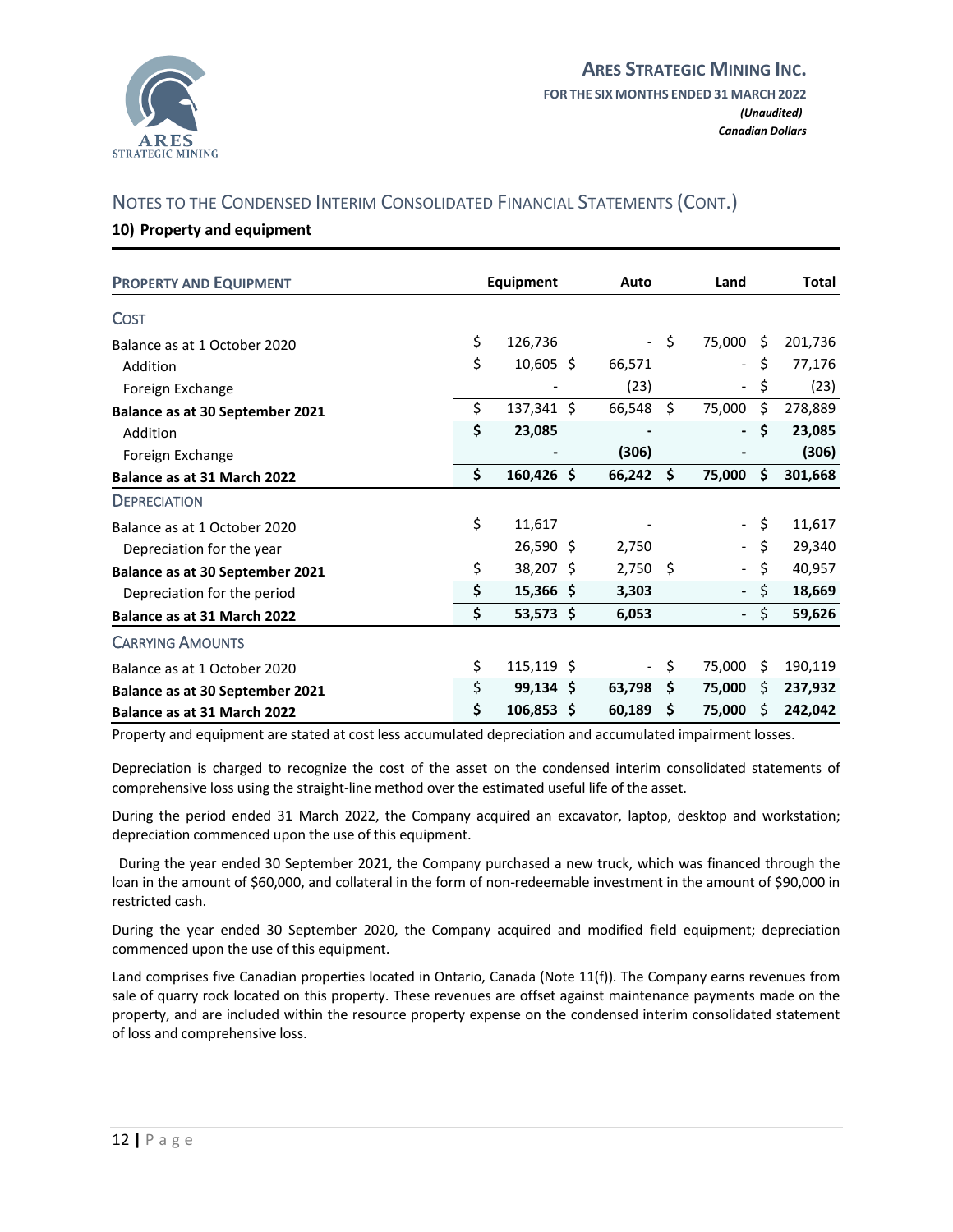## NOTES TO THE CONDENSED INTERIM CONSOLIDATED FINANCIAL STATEMENTS (CONT.)

### 10) Property and equipment

| PROPERTY AND EQUIPMENT | Equipment | Auto | Land | Total |
|---|---|---|---|---|
| **COST** | | | | |
| Balance as at 1 October 2020 | $ 126,736 | - | $ 75,000 | $ 201,736 |
| Addition | $ 10,605 | $ 66,571 | - | $ 77,176 |
| Foreign Exchange | - | (23) | - | $ (23) |
| **Balance as at 30 September 2021** | $ 137,341 | $ 66,548 | $ 75,000 | $ 278,889 |
| Addition | **$ 23,085** | **-** | **-** | **$ 23,085** |
| Foreign Exchange | **-** | **(306)** | **-** | **(306)** |
| **Balance as at 31 March 2022** | **$ 160,426** | **$ 66,242** | **$ 75,000** | **$ 301,668** |
| **DEPRECIATION** | | | | |
| Balance as at 1 October 2020 | $ 11,617 | - | - | $ 11,617 |
| Depreciation for the year | 26,590 | $ 2,750 | - | $ 29,340 |
| **Balance as at 30 September 2021** | $ 38,207 | $ 2,750 | $ - | $ 40,957 |
| Depreciation for the period | **$ 15,366** | **$ 3,303** | **-** | $ **18,669** |
| **Balance as at 31 March 2022** | **$ 53,573** | **$ 6,053** | **-** | $ **59,626** |
| **CARRYING AMOUNTS** | | | | |
| Balance as at 1 October 2020 | $ 115,119 | $ - | $ 75,000 | $ 190,119 |
| **Balance as at 30 September 2021** | $ **99,134** | **$ 63,798** | **$ 75,000** | $ **237,932** |
| **Balance as at 31 March 2022** | **$ 106,853** | **$ 60,189** | **$ 75,000** | $ **242,042** |

Property and equipment are stated at cost less accumulated depreciation and accumulated impairment losses.

Depreciation is charged to recognize the cost of the asset on the condensed interim consolidated statements of comprehensive loss using the straight-line method over the estimated useful life of the asset.

During the period ended 31 March 2022, the Company acquired an excavator, laptop, desktop and workstation; depreciation commenced upon the use of this equipment.

During the year ended 30 September 2021, the Company purchased a new truck, which was financed through the loan in the amount of $60,000, and collateral in the form of non-redeemable investment in the amount of $90,000 in restricted cash.

During the year ended 30 September 2020, the Company acquired and modified field equipment; depreciation commenced upon the use of this equipment.

Land comprises five Canadian properties located in Ontario, Canada (Note 11(f)). The Company earns revenues from sale of quarry rock located on this property. These revenues are offset against maintenance payments made on the property, and are included within the resource property expense on the condensed interim consolidated statement of loss and comprehensive loss.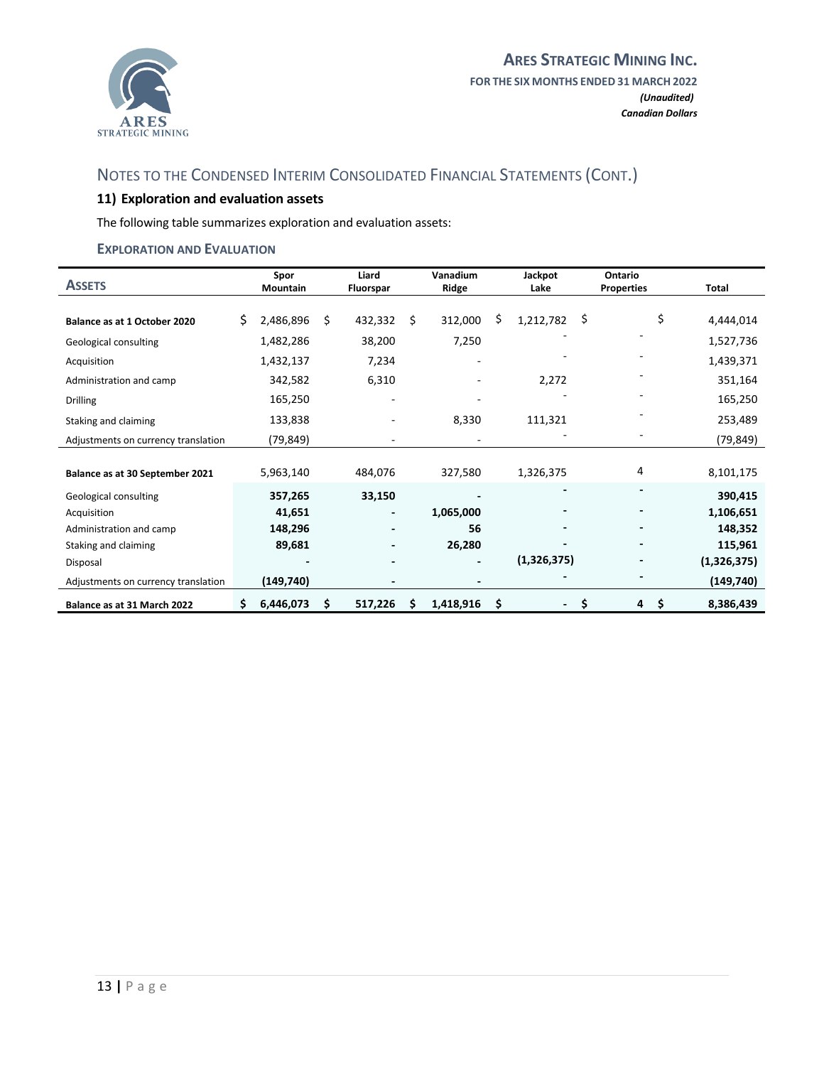## Notes to the Condensed Interim Consolidated Financial Statements (Cont.)

### 11) Exploration and evaluation assets

The following table summarizes exploration and evaluation assets:

**Exploration and Evaluation**

| **Assets** | **Spor Mountain** | **Liard Fluorspar** | **Vanadium Ridge** | **Jackpot Lake** | **Ontario Properties** | **Total** |
|---|---|---|---|---|---|---|
| **Balance as at 1 October 2020** | $ 2,486,896 | $ 432,332 | $ 312,000 | $ 1,212,782 | $ | $ 4,444,014 |
| Geological consulting | 1,482,286 | 38,200 | 7,250 | - | - | 1,527,736 |
| Acquisition | 1,432,137 | 7,234 | - | - | - | 1,439,371 |
| Administration and camp | 342,582 | 6,310 | - | 2,272 | - | 351,164 |
| Drilling | 165,250 | - | - | - | - | 165,250 |
| Staking and claiming | 133,838 | - | 8,330 | 111,321 | - | 253,489 |
| Adjustments on currency translation | (79,849) | - | - | - | - | (79,849) |
| **Balance as at 30 September 2021** | 5,963,140 | 484,076 | 327,580 | 1,326,375 | 4 | 8,101,175 |
| Geological consulting | **357,265** | **33,150** | **-** | **-** | **-** | **390,415** |
| Acquisition | **41,651** | **-** | **1,065,000** | **-** | **-** | **1,106,651** |
| Administration and camp | **148,296** | **-** | **56** | **-** | **-** | **148,352** |
| Staking and claiming | **89,681** | **-** | **26,280** | **-** | **-** | **115,961** |
| Disposal | **-** | **-** | **-** | **(1,326,375)** | **-** | **(1,326,375)** |
| Adjustments on currency translation | **(149,740)** | **-** | **-** | **-** | **-** | **(149,740)** |
| **Balance as at 31 March 2022** | **$ 6,446,073** | **$ 517,226** | **$ 1,418,916** | **$ -** | **$ 4** | **$ 8,386,439** |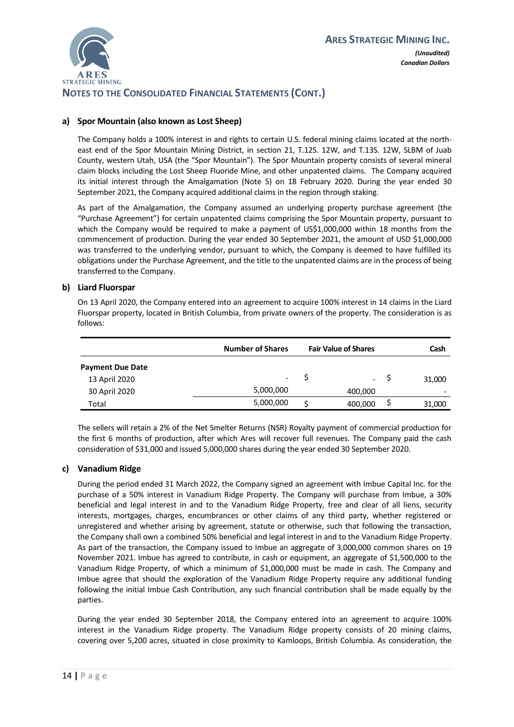## NOTES TO THE CONSOLIDATED FINANCIAL STATEMENTS (CONT.)

### a) Spor Mountain (also known as Lost Sheep)

The Company holds a 100% interest in and rights to certain U.S. federal mining claims located at the north-east end of the Spor Mountain Mining District, in section 21, T.12S. 12W, and T.13S. 12W, SLBM of Juab County, western Utah, USA (the "Spor Mountain"). The Spor Mountain property consists of several mineral claim blocks including the Lost Sheep Fluoride Mine, and other unpatented claims. The Company acquired its initial interest through the Amalgamation (Note 5) on 18 February 2020. During the year ended 30 September 2021, the Company acquired additional claims in the region through staking.

As part of the Amalgamation, the Company assumed an underlying property purchase agreement (the "Purchase Agreement") for certain unpatented claims comprising the Spor Mountain property, pursuant to which the Company would be required to make a payment of US$1,000,000 within 18 months from the commencement of production. During the year ended 30 September 2021, the amount of USD $1,000,000 was transferred to the underlying vendor, pursuant to which, the Company is deemed to have fulfilled its obligations under the Purchase Agreement, and the title to the unpatented claims are in the process of being transferred to the Company.

### b) Liard Fluorspar

On 13 April 2020, the Company entered into an agreement to acquire 100% interest in 14 claims in the Liard Fluorspar property, located in British Columbia, from private owners of the property. The consideration is as follows:

| | Number of Shares | Fair Value of Shares | Cash |
|---|---|---|---|
| **Payment Due Date** | | | |
| 13 April 2020 | - | $ - | $ 31,000 |
| 30 April 2020 | 5,000,000 | 400,000 | - |
| Total | 5,000,000 | $ 400,000 | $ 31,000 |

The sellers will retain a 2% of the Net Smelter Returns (NSR) Royalty payment of commercial production for the first 6 months of production, after which Ares will recover full revenues. The Company paid the cash consideration of $31,000 and issued 5,000,000 shares during the year ended 30 September 2020.

### c) Vanadium Ridge

During the period ended 31 March 2022, the Company signed an agreement with Imbue Capital Inc. for the purchase of a 50% interest in Vanadium Ridge Property. The Company will purchase from Imbue, a 30% beneficial and legal interest in and to the Vanadium Ridge Property, free and clear of all liens, security interests, mortgages, charges, encumbrances or other claims of any third party, whether registered or unregistered and whether arising by agreement, statute or otherwise, such that following the transaction, the Company shall own a combined 50% beneficial and legal interest in and to the Vanadium Ridge Property. As part of the transaction, the Company issued to Imbue an aggregate of 3,000,000 common shares on 19 November 2021. Imbue has agreed to contribute, in cash or equipment, an aggregate of $1,500,000 to the Vanadium Ridge Property, of which a minimum of $1,000,000 must be made in cash. The Company and Imbue agree that should the exploration of the Vanadium Ridge Property require any additional funding following the initial Imbue Cash Contribution, any such financial contribution shall be made equally by the parties.

During the year ended 30 September 2018, the Company entered into an agreement to acquire 100% interest in the Vanadium Ridge property. The Vanadium Ridge property consists of 20 mining claims, covering over 5,200 acres, situated in close proximity to Kamloops, British Columbia. As consideration, the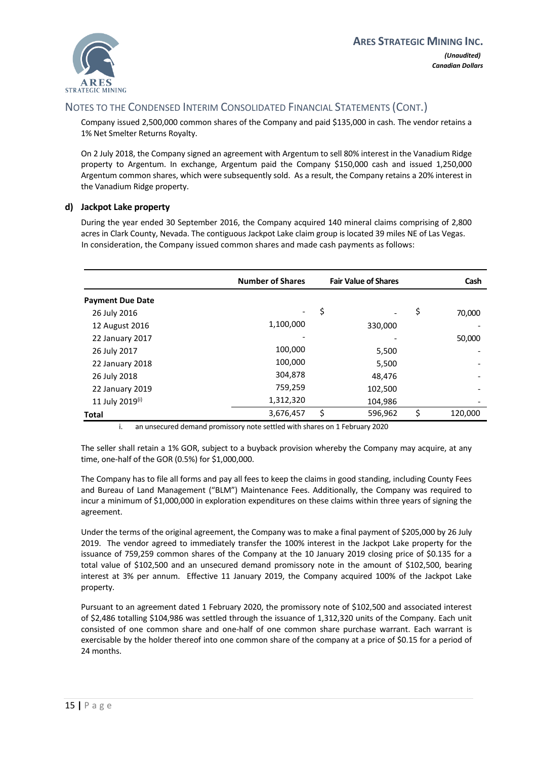Company issued 2,500,000 common shares of the Company and paid $135,000 in cash. The vendor retains a 1% Net Smelter Returns Royalty.

On 2 July 2018, the Company signed an agreement with Argentum to sell 80% interest in the Vanadium Ridge property to Argentum. In exchange, Argentum paid the Company $150,000 cash and issued 1,250,000 Argentum common shares, which were subsequently sold. As a result, the Company retains a 20% interest in the Vanadium Ridge property.

### d) Jackpot Lake property

During the year ended 30 September 2016, the Company acquired 140 mineral claims comprising of 2,800 acres in Clark County, Nevada. The contiguous Jackpot Lake claim group is located 39 miles NE of Las Vegas. In consideration, the Company issued common shares and made cash payments as follows:

| | Number of Shares | Fair Value of Shares | Cash |
|---|---|---|---|
| **Payment Due Date** | | | |
| 26 July 2016 | - | $ - | $ 70,000 |
| 12 August 2016 | 1,100,000 | 330,000 | - |
| 22 January 2017 | - | - | 50,000 |
| 26 July 2017 | 100,000 | 5,500 | - |
| 22 January 2018 | 100,000 | 5,500 | - |
| 26 July 2018 | 304,878 | 48,476 | - |
| 22 January 2019 | 759,259 | 102,500 | - |
| 11 July 2019[i] | 1,312,320 | 104,986 | - |
| **Total** | 3,676,457 | $ 596,962 | $ 120,000 |

i. an unsecured demand promissory note settled with shares on 1 February 2020

The seller shall retain a 1% GOR, subject to a buyback provision whereby the Company may acquire, at any time, one-half of the GOR (0.5%) for $1,000,000.

The Company has to file all forms and pay all fees to keep the claims in good standing, including County Fees and Bureau of Land Management ("BLM") Maintenance Fees. Additionally, the Company was required to incur a minimum of $1,000,000 in exploration expenditures on these claims within three years of signing the agreement.

Under the terms of the original agreement, the Company was to make a final payment of $205,000 by 26 July 2019. The vendor agreed to immediately transfer the 100% interest in the Jackpot Lake property for the issuance of 759,259 common shares of the Company at the 10 January 2019 closing price of $0.135 for a total value of $102,500 and an unsecured demand promissory note in the amount of $102,500, bearing interest at 3% per annum. Effective 11 January 2019, the Company acquired 100% of the Jackpot Lake property.

Pursuant to an agreement dated 1 February 2020, the promissory note of $102,500 and associated interest of $2,486 totalling $104,986 was settled through the issuance of 1,312,320 units of the Company. Each unit consisted of one common share and one-half of one common share purchase warrant. Each warrant is exercisable by the holder thereof into one common share of the company at a price of $0.15 for a period of 24 months.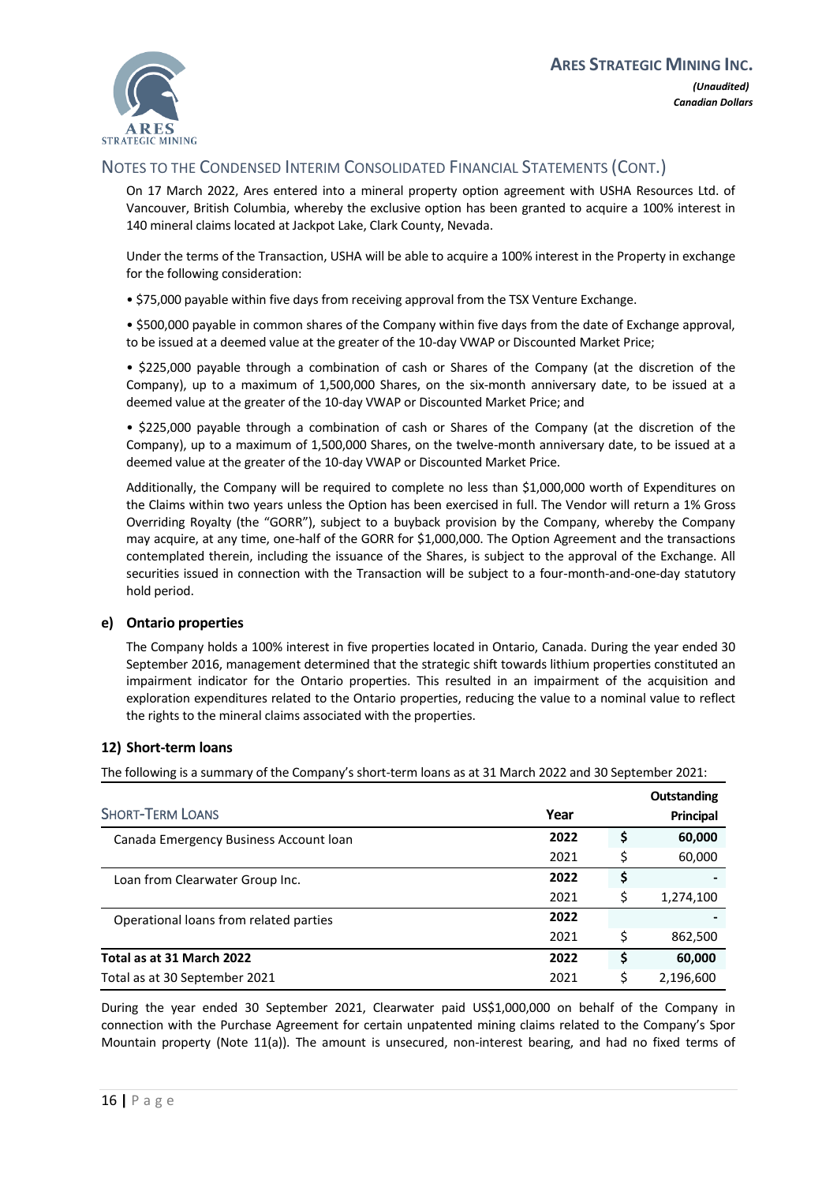## NOTES TO THE CONDENSED INTERIM CONSOLIDATED FINANCIAL STATEMENTS (CONT.)

On 17 March 2022, Ares entered into a mineral property option agreement with USHA Resources Ltd. of Vancouver, British Columbia, whereby the exclusive option has been granted to acquire a 100% interest in 140 mineral claims located at Jackpot Lake, Clark County, Nevada.

Under the terms of the Transaction, USHA will be able to acquire a 100% interest in the Property in exchange for the following consideration:

• $75,000 payable within five days from receiving approval from the TSX Venture Exchange.

• $500,000 payable in common shares of the Company within five days from the date of Exchange approval, to be issued at a deemed value at the greater of the 10-day VWAP or Discounted Market Price;

• $225,000 payable through a combination of cash or Shares of the Company (at the discretion of the Company), up to a maximum of 1,500,000 Shares, on the six-month anniversary date, to be issued at a deemed value at the greater of the 10-day VWAP or Discounted Market Price; and

• $225,000 payable through a combination of cash or Shares of the Company (at the discretion of the Company), up to a maximum of 1,500,000 Shares, on the twelve-month anniversary date, to be issued at a deemed value at the greater of the 10-day VWAP or Discounted Market Price.

Additionally, the Company will be required to complete no less than $1,000,000 worth of Expenditures on the Claims within two years unless the Option has been exercised in full. The Vendor will return a 1% Gross Overriding Royalty (the "GORR"), subject to a buyback provision by the Company, whereby the Company may acquire, at any time, one-half of the GORR for $1,000,000. The Option Agreement and the transactions contemplated therein, including the issuance of the Shares, is subject to the approval of the Exchange. All securities issued in connection with the Transaction will be subject to a four-month-and-one-day statutory hold period.

### e) Ontario properties

The Company holds a 100% interest in five properties located in Ontario, Canada. During the year ended 30 September 2016, management determined that the strategic shift towards lithium properties constituted an impairment indicator for the Ontario properties. This resulted in an impairment of the acquisition and exploration expenditures related to the Ontario properties, reducing the value to a nominal value to reflect the rights to the mineral claims associated with the properties.

## 12) Short-term loans

The following is a summary of the Company's short-term loans as at 31 March 2022 and 30 September 2021:

| SHORT-TERM LOANS | Year | | Outstanding Principal |
|---|---|---|---|
| Canada Emergency Business Account loan | **2022** | **$** | **60,000** |
| | 2021 | $ | 60,000 |
| Loan from Clearwater Group Inc. | **2022** | **$** | **-** |
| | 2021 | $ | 1,274,100 |
| Operational loans from related parties | **2022** | | **-** |
| | 2021 | $ | 862,500 |
| **Total as at 31 March 2022** | **2022** | **$** | **60,000** |
| Total as at 30 September 2021 | 2021 | $ | 2,196,600 |

During the year ended 30 September 2021, Clearwater paid US$1,000,000 on behalf of the Company in connection with the Purchase Agreement for certain unpatented mining claims related to the Company's Spor Mountain property (Note 11(a)). The amount is unsecured, non-interest bearing, and had no fixed terms of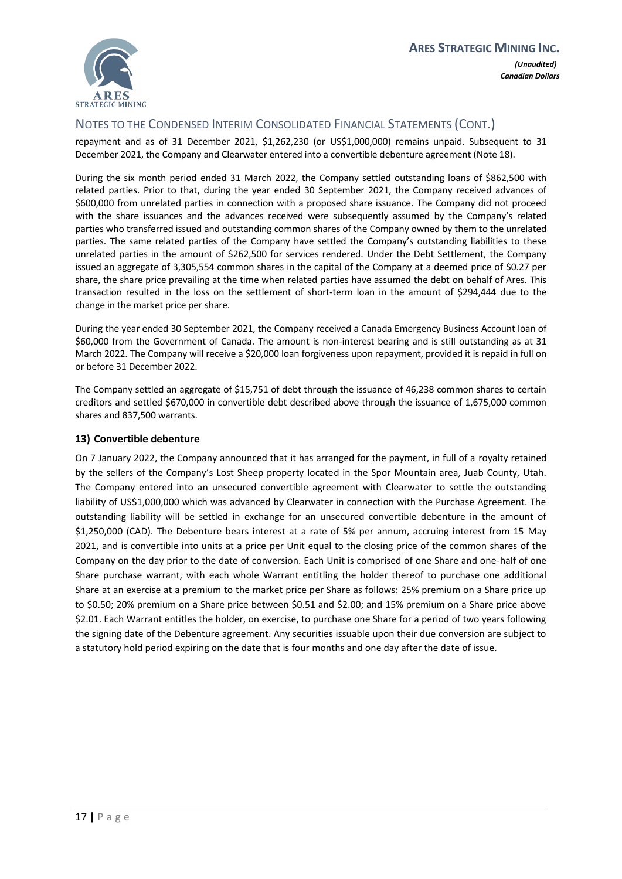repayment and as of 31 December 2021, $1,262,230 (or US$1,000,000) remains unpaid. Subsequent to 31 December 2021, the Company and Clearwater entered into a convertible debenture agreement (Note 18).

During the six month period ended 31 March 2022, the Company settled outstanding loans of $862,500 with related parties. Prior to that, during the year ended 30 September 2021, the Company received advances of $600,000 from unrelated parties in connection with a proposed share issuance. The Company did not proceed with the share issuances and the advances received were subsequently assumed by the Company's related parties who transferred issued and outstanding common shares of the Company owned by them to the unrelated parties. The same related parties of the Company have settled the Company's outstanding liabilities to these unrelated parties in the amount of $262,500 for services rendered. Under the Debt Settlement, the Company issued an aggregate of 3,305,554 common shares in the capital of the Company at a deemed price of $0.27 per share, the share price prevailing at the time when related parties have assumed the debt on behalf of Ares. This transaction resulted in the loss on the settlement of short-term loan in the amount of $294,444 due to the change in the market price per share.

During the year ended 30 September 2021, the Company received a Canada Emergency Business Account loan of $60,000 from the Government of Canada. The amount is non-interest bearing and is still outstanding as at 31 March 2022. The Company will receive a $20,000 loan forgiveness upon repayment, provided it is repaid in full on or before 31 December 2022.

The Company settled an aggregate of $15,751 of debt through the issuance of 46,238 common shares to certain creditors and settled $670,000 in convertible debt described above through the issuance of 1,675,000 common shares and 837,500 warrants.

### 13) Convertible debenture

On 7 January 2022, the Company announced that it has arranged for the payment, in full of a royalty retained by the sellers of the Company's Lost Sheep property located in the Spor Mountain area, Juab County, Utah. The Company entered into an unsecured convertible agreement with Clearwater to settle the outstanding liability of US$1,000,000 which was advanced by Clearwater in connection with the Purchase Agreement. The outstanding liability will be settled in exchange for an unsecured convertible debenture in the amount of $1,250,000 (CAD). The Debenture bears interest at a rate of 5% per annum, accruing interest from 15 May 2021, and is convertible into units at a price per Unit equal to the closing price of the common shares of the Company on the day prior to the date of conversion. Each Unit is comprised of one Share and one-half of one Share purchase warrant, with each whole Warrant entitling the holder thereof to purchase one additional Share at an exercise at a premium to the market price per Share as follows: 25% premium on a Share price up to $0.50; 20% premium on a Share price between $0.51 and $2.00; and 15% premium on a Share price above $2.01. Each Warrant entitles the holder, on exercise, to purchase one Share for a period of two years following the signing date of the Debenture agreement. Any securities issuable upon their due conversion are subject to a statutory hold period expiring on the date that is four months and one day after the date of issue.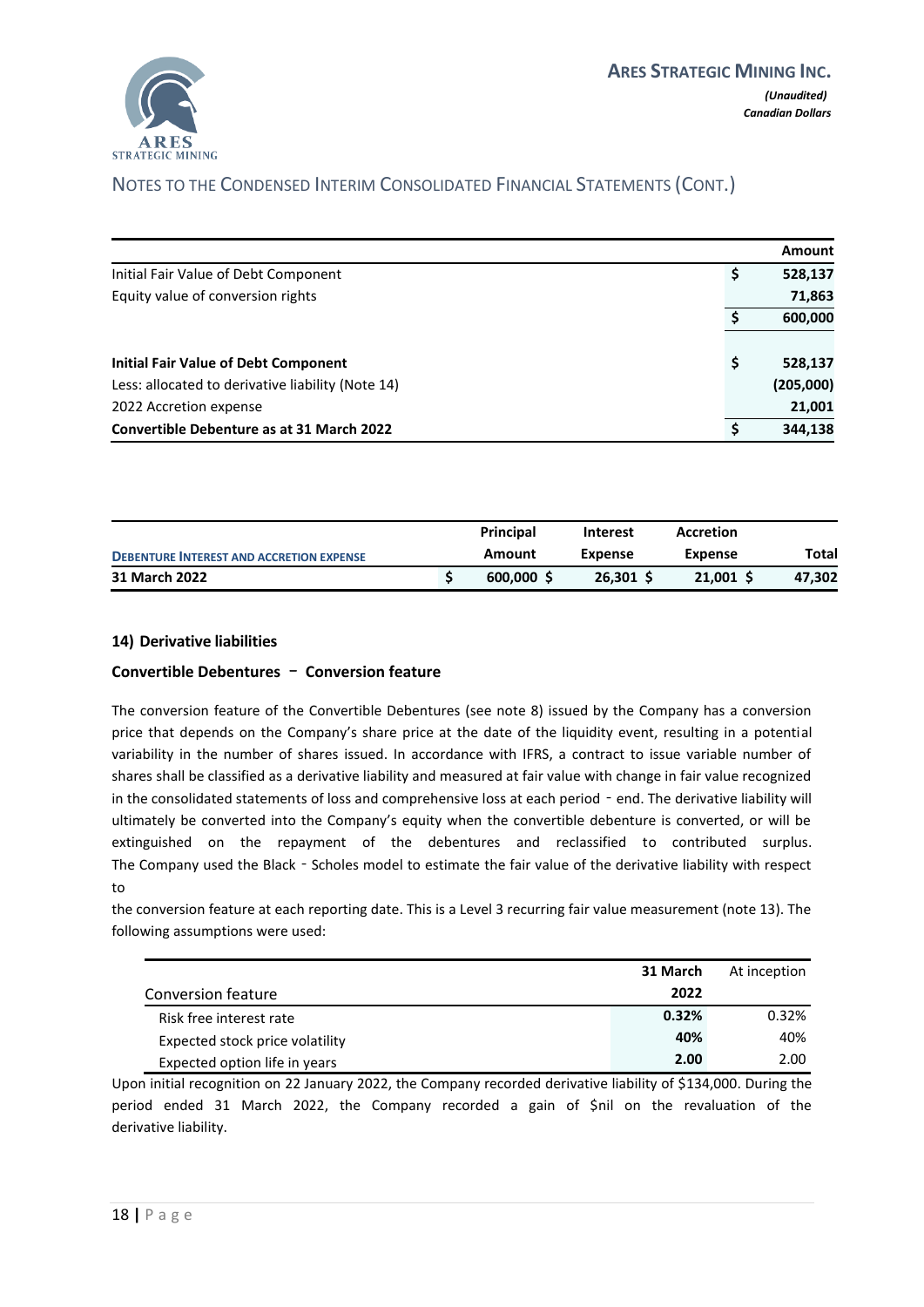## NOTES TO THE CONDENSED INTERIM CONSOLIDATED FINANCIAL STATEMENTS (CONT.)

| | | Amount |
|---|---|---|
| Initial Fair Value of Debt Component | $ | 528,137 |
| Equity value of conversion rights | | **71,863** |
| | $ | **600,000** |
| | | |
| **Initial Fair Value of Debt Component** | $ | 528,137 |
| Less: allocated to derivative liability (Note 14) | | (205,000) |
| 2022 Accretion expense | | 21,001 |
| **Convertible Debenture as at 31 March 2022** | $ | 344,138 |

| DEBENTURE INTEREST AND ACCRETION EXPENSE | | Principal Amount | Interest Expense | Accretion Expense | Total |
|---|---|---|---|---|---|
| **31 March 2022** | $ | 600,000 $ | 26,301 $ | 21,001 $ | 47,302 |

### 14) Derivative liabilities

#### Convertible Debentures ‑ Conversion feature

The conversion feature of the Convertible Debentures (see note 8) issued by the Company has a conversion price that depends on the Company's share price at the date of the liquidity event, resulting in a potential variability in the number of shares issued. In accordance with IFRS, a contract to issue variable number of shares shall be classified as a derivative liability and measured at fair value with change in fair value recognized in the consolidated statements of loss and comprehensive loss at each period ‑ end. The derivative liability will ultimately be converted into the Company's equity when the convertible debenture is converted, or will be extinguished on the repayment of the debentures and reclassified to contributed surplus. The Company used the Black ‑ Scholes model to estimate the fair value of the derivative liability with respect to

the conversion feature at each reporting date. This is a Level 3 recurring fair value measurement (note 13). The following assumptions were used:

| Conversion feature | 31 March 2022 | At inception |
|---|---|---|
| Risk free interest rate | **0.32%** | 0.32% |
| Expected stock price volatility | **40%** | 40% |
| Expected option life in years | **2.00** | 2.00 |

Upon initial recognition on 22 January 2022, the Company recorded derivative liability of $134,000. During the period ended 31 March 2022, the Company recorded a gain of $nil on the revaluation of the derivative liability.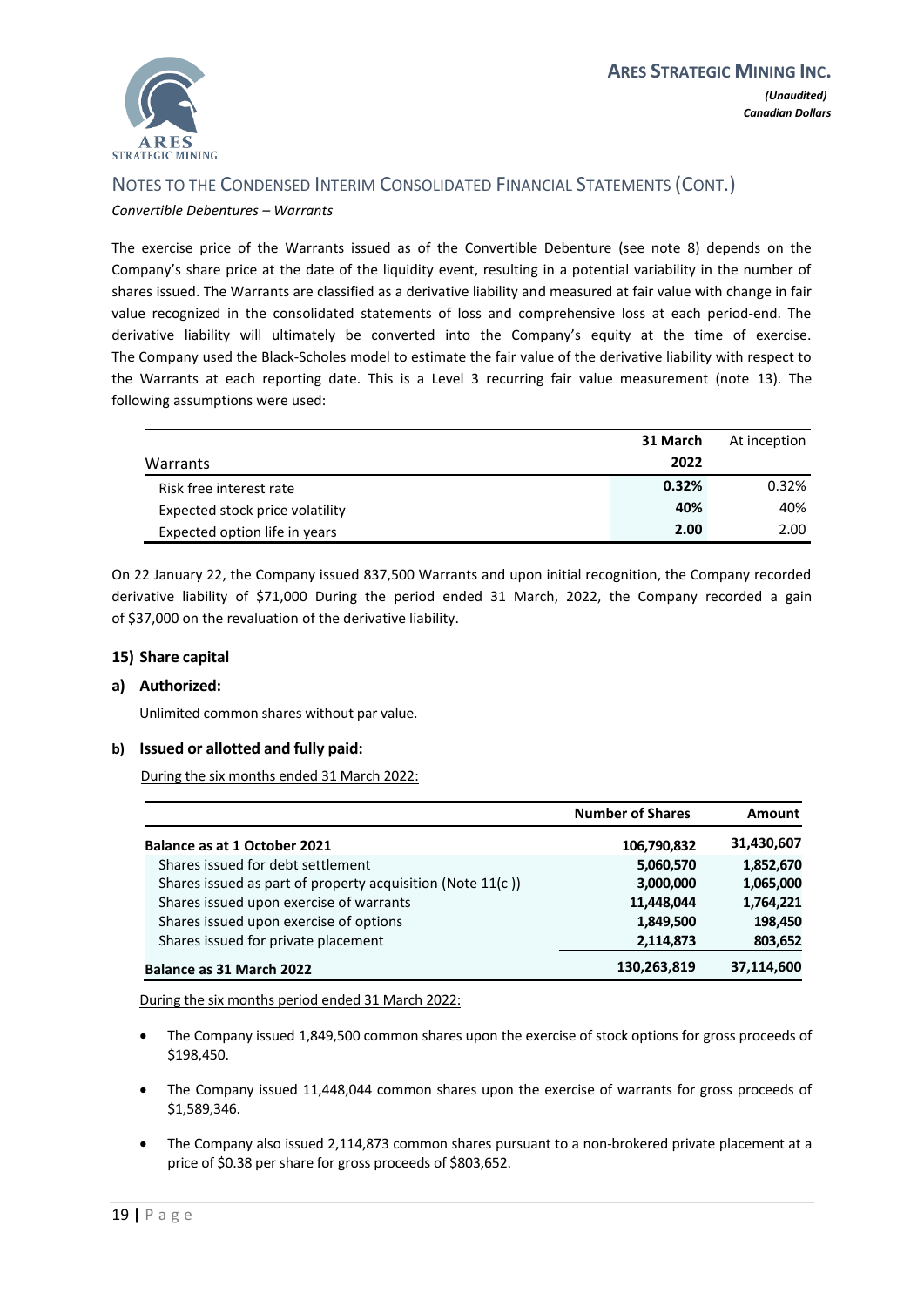## NOTES TO THE CONDENSED INTERIM CONSOLIDATED FINANCIAL STATEMENTS (CONT.)

*Convertible Debentures – Warrants*

The exercise price of the Warrants issued as of the Convertible Debenture (see note 8) depends on the Company's share price at the date of the liquidity event, resulting in a potential variability in the number of shares issued. The Warrants are classified as a derivative liability and measured at fair value with change in fair value recognized in the consolidated statements of loss and comprehensive loss at each period-end. The derivative liability will ultimately be converted into the Company's equity at the time of exercise. The Company used the Black-Scholes model to estimate the fair value of the derivative liability with respect to the Warrants at each reporting date. This is a Level 3 recurring fair value measurement (note 13). The following assumptions were used:

| Warrants | **31 March 2022** | At inception |
|---|---|---|
| Risk free interest rate | **0.32%** | 0.32% |
| Expected stock price volatility | **40%** | 40% |
| Expected option life in years | **2.00** | 2.00 |

On 22 January 22, the Company issued 837,500 Warrants and upon initial recognition, the Company recorded derivative liability of $71,000 During the period ended 31 March, 2022, the Company recorded a gain of $37,000 on the revaluation of the derivative liability.

### 15) Share capital

#### a) Authorized:

Unlimited common shares without par value.

#### b) Issued or allotted and fully paid:

During the six months ended 31 March 2022:

| | **Number of Shares** | **Amount** |
|---|---|---|
| **Balance as at 1 October 2021** | **106,790,832** | **31,430,607** |
| Shares issued for debt settlement | **5,060,570** | **1,852,670** |
| Shares issued as part of property acquisition (Note 11(c )) | **3,000,000** | **1,065,000** |
| Shares issued upon exercise of warrants | **11,448,044** | **1,764,221** |
| Shares issued upon exercise of options | **1,849,500** | **198,450** |
| Shares issued for private placement | **2,114,873** | **803,652** |
| **Balance as 31 March 2022** | **130,263,819** | **37,114,600** |

During the six months period ended 31 March 2022:

- The Company issued 1,849,500 common shares upon the exercise of stock options for gross proceeds of $198,450.
- The Company issued 11,448,044 common shares upon the exercise of warrants for gross proceeds of $1,589,346.
- The Company also issued 2,114,873 common shares pursuant to a non-brokered private placement at a price of $0.38 per share for gross proceeds of $803,652.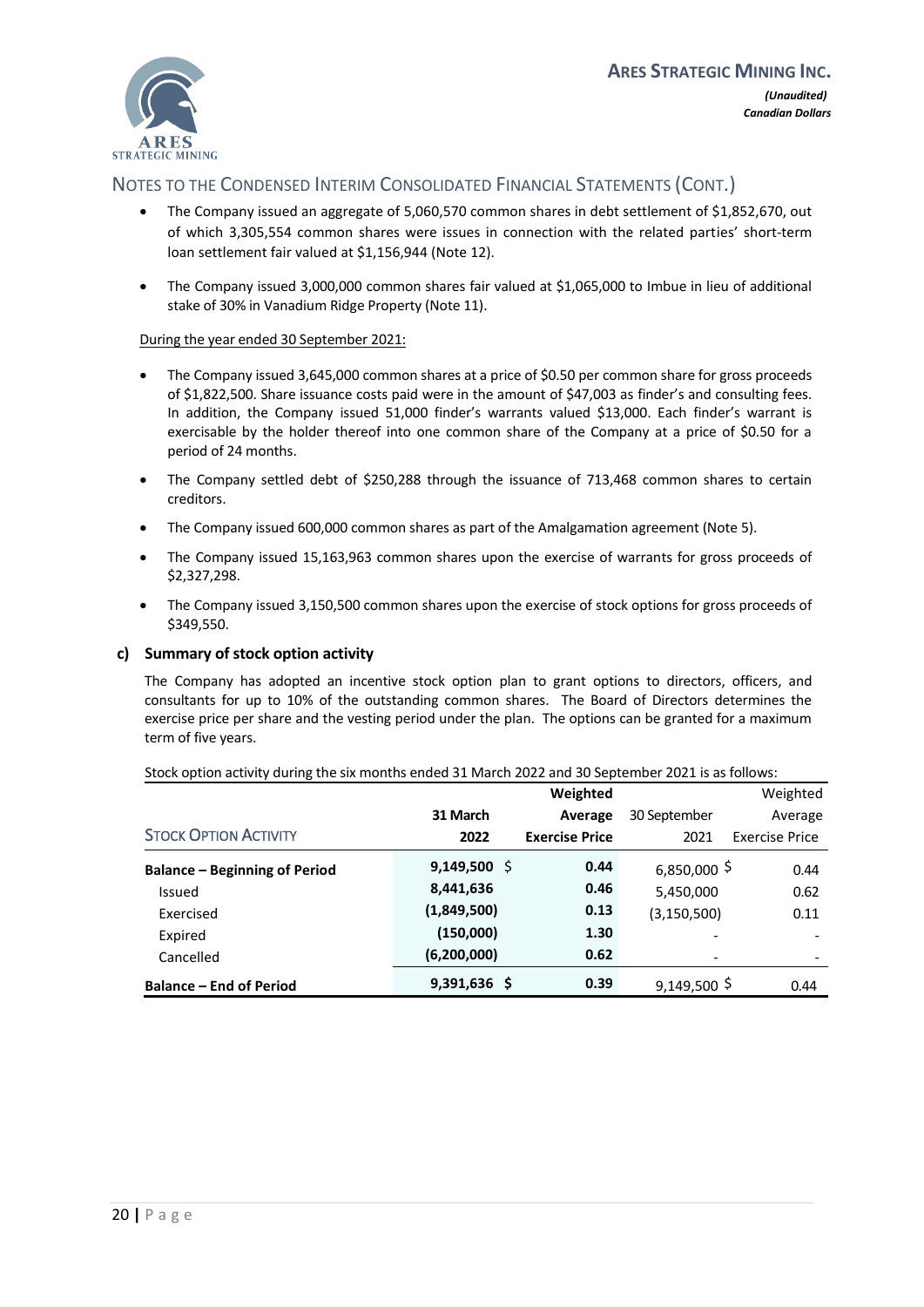## NOTES TO THE CONDENSED INTERIM CONSOLIDATED FINANCIAL STATEMENTS (CONT.)

- The Company issued an aggregate of 5,060,570 common shares in debt settlement of $1,852,670, out of which 3,305,554 common shares were issues in connection with the related parties' short-term loan settlement fair valued at $1,156,944 (Note 12).
- The Company issued 3,000,000 common shares fair valued at $1,065,000 to Imbue in lieu of additional stake of 30% in Vanadium Ridge Property (Note 11).

During the year ended 30 September 2021:

- The Company issued 3,645,000 common shares at a price of $0.50 per common share for gross proceeds of $1,822,500. Share issuance costs paid were in the amount of $47,003 as finder's and consulting fees. In addition, the Company issued 51,000 finder's warrants valued $13,000. Each finder's warrant is exercisable by the holder thereof into one common share of the Company at a price of $0.50 for a period of 24 months.
- The Company settled debt of $250,288 through the issuance of 713,468 common shares to certain creditors.
- The Company issued 600,000 common shares as part of the Amalgamation agreement (Note 5).
- The Company issued 15,163,963 common shares upon the exercise of warrants for gross proceeds of $2,327,298.
- The Company issued 3,150,500 common shares upon the exercise of stock options for gross proceeds of $349,550.

### c) Summary of stock option activity

The Company has adopted an incentive stock option plan to grant options to directors, officers, and consultants for up to 10% of the outstanding common shares. The Board of Directors determines the exercise price per share and the vesting period under the plan. The options can be granted for a maximum term of five years.

Stock option activity during the six months ended 31 March 2022 and 30 September 2021 is as follows:

| STOCK OPTION ACTIVITY | 31 March 2022 | Weighted Average Exercise Price | 30 September 2021 | Weighted Average Exercise Price |
|---|---|---|---|---|
| **Balance – Beginning of Period** | **9,149,500** | **$ 0.44** | 6,850,000 | $ 0.44 |
| Issued | **8,441,636** | **0.46** | 5,450,000 | 0.62 |
| Exercised | **(1,849,500)** | **0.13** | (3,150,500) | 0.11 |
| Expired | **(150,000)** | **1.30** | - | - |
| Cancelled | **(6,200,000)** | **0.62** | - | - |
| **Balance – End of Period** | **9,391,636** | **$ 0.39** | 9,149,500 | $ 0.44 |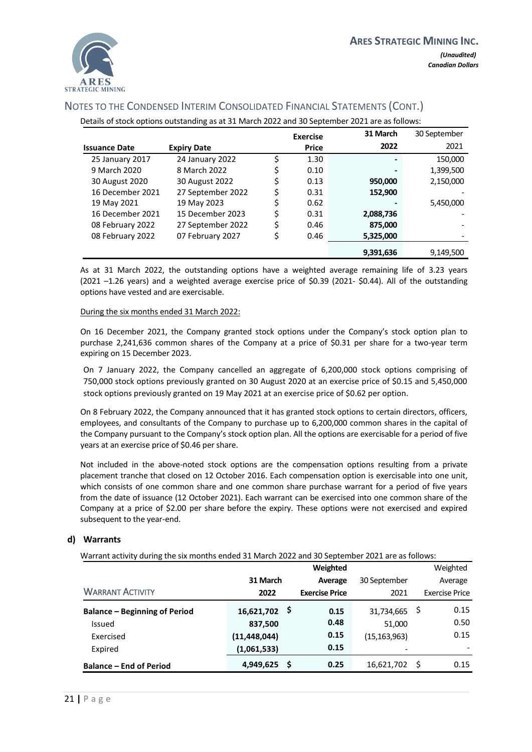## NOTES TO THE CONDENSED INTERIM CONSOLIDATED FINANCIAL STATEMENTS (CONT.)

Details of stock options outstanding as at 31 March 2022 and 30 September 2021 are as follows:

| Issuance Date | Expiry Date | Exercise Price | 31 March 2022 | 30 September 2021 |
|---|---|---|---|---|
| 25 January 2017 | 24 January 2022 | $ 1.30 | - | 150,000 |
| 9 March 2020 | 8 March 2022 | $ 0.10 | - | 1,399,500 |
| 30 August 2020 | 30 August 2022 | $ 0.13 | **950,000** | 2,150,000 |
| 16 December 2021 | 27 September 2022 | $ 0.31 | **152,900** | - |
| 19 May 2021 | 19 May 2023 | $ 0.62 | - | 5,450,000 |
| 16 December 2021 | 15 December 2023 | $ 0.31 | **2,088,736** | - |
| 08 February 2022 | 27 September 2022 | $ 0.46 | **875,000** | - |
| 08 February 2022 | 07 February 2027 | $ 0.46 | **5,325,000** | - |
| | | | **9,391,636** | 9,149,500 |

As at 31 March 2022, the outstanding options have a weighted average remaining life of 3.23 years (2021 –1.26 years) and a weighted average exercise price of $0.39 (2021- $0.44). All of the outstanding options have vested and are exercisable.

During the six months ended 31 March 2022:

On 16 December 2021, the Company granted stock options under the Company's stock option plan to purchase 2,241,636 common shares of the Company at a price of $0.31 per share for a two-year term expiring on 15 December 2023.

On 7 January 2022, the Company cancelled an aggregate of 6,200,000 stock options comprising of 750,000 stock options previously granted on 30 August 2020 at an exercise price of $0.15 and 5,450,000 stock options previously granted on 19 May 2021 at an exercise price of $0.62 per option.

On 8 February 2022, the Company announced that it has granted stock options to certain directors, officers, employees, and consultants of the Company to purchase up to 6,200,000 common shares in the capital of the Company pursuant to the Company's stock option plan. All the options are exercisable for a period of five years at an exercise price of $0.46 per share.

Not included in the above-noted stock options are the compensation options resulting from a private placement tranche that closed on 12 October 2016. Each compensation option is exercisable into one unit, which consists of one common share and one common share purchase warrant for a period of five years from the date of issuance (12 October 2021). Each warrant can be exercised into one common share of the Company at a price of $2.00 per share before the expiry. These options were not exercised and expired subsequent to the year-end.

### d) Warrants

Warrant activity during the six months ended 31 March 2022 and 30 September 2021 are as follows:

| WARRANT ACTIVITY | 31 March 2022 | Weighted Average Exercise Price | 30 September 2021 | Weighted Average Exercise Price |
|---|---|---|---|---|
| **Balance – Beginning of Period** | **16,621,702** | **$ 0.15** | 31,734,665 | $ 0.15 |
| Issued | **837,500** | **0.48** | 51,000 | 0.50 |
| Exercised | **(11,448,044)** | **0.15** | (15,163,963) | 0.15 |
| Expired | **(1,061,533)** | **0.15** | - | - |
| **Balance – End of Period** | **4,949,625** | **$ 0.25** | 16,621,702 | $ 0.15 |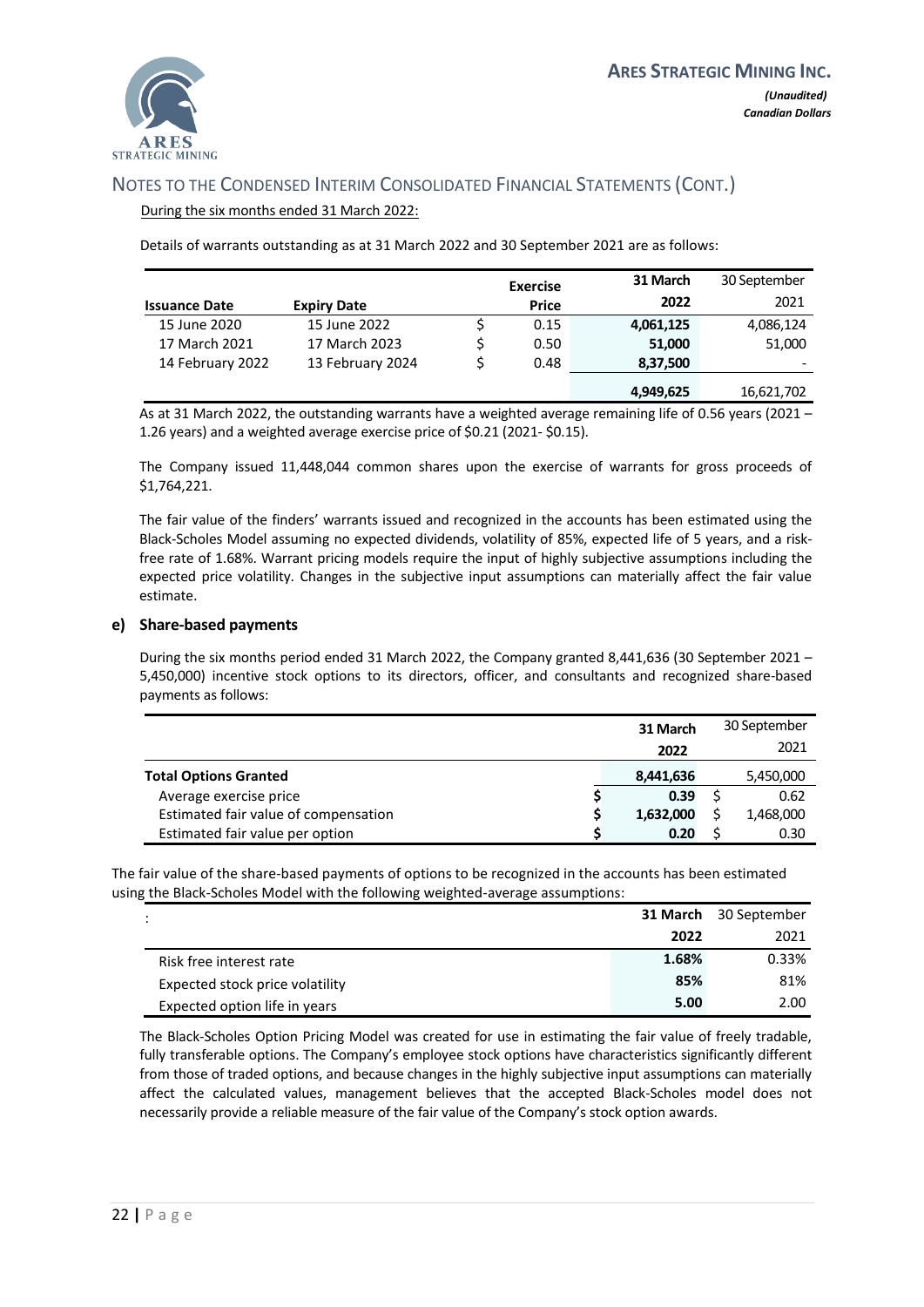## NOTES TO THE CONDENSED INTERIM CONSOLIDATED FINANCIAL STATEMENTS (CONT.)

During the six months ended 31 March 2022:

Details of warrants outstanding as at 31 March 2022 and 30 September 2021 are as follows:

| Issuance Date | Expiry Date | | Exercise Price | 31 March 2022 | 30 September 2021 |
|---|---|---|---|---|---|
| 15 June 2020 | 15 June 2022 | $ | 0.15 | 4,061,125 | 4,086,124 |
| 17 March 2021 | 17 March 2023 | $ | 0.50 | 51,000 | 51,000 |
| 14 February 2022 | 13 February 2024 | $ | 0.48 | 8,37,500 | - |
| | | | | 4,949,625 | 16,621,702 |

As at 31 March 2022, the outstanding warrants have a weighted average remaining life of 0.56 years (2021 – 1.26 years) and a weighted average exercise price of $0.21 (2021- $0.15).

The Company issued 11,448,044 common shares upon the exercise of warrants for gross proceeds of $1,764,221.

The fair value of the finders' warrants issued and recognized in the accounts has been estimated using the Black-Scholes Model assuming no expected dividends, volatility of 85%, expected life of 5 years, and a risk-free rate of 1.68%. Warrant pricing models require the input of highly subjective assumptions including the expected price volatility. Changes in the subjective input assumptions can materially affect the fair value estimate.

### e) Share-based payments

During the six months period ended 31 March 2022, the Company granted 8,441,636 (30 September 2021 – 5,450,000) incentive stock options to its directors, officer, and consultants and recognized share-based payments as follows:

| | | 31 March 2022 | | 30 September 2021 |
|---|---|---|---|---|
| **Total Options Granted** | | 8,441,636 | | 5,450,000 |
| Average exercise price | $ | 0.39 | $ | 0.62 |
| Estimated fair value of compensation | $ | 1,632,000 | $ | 1,468,000 |
| Estimated fair value per option | $ | 0.20 | $ | 0.30 |

The fair value of the share-based payments of options to be recognized in the accounts has been estimated using the Black-Scholes Model with the following weighted-average assumptions:

| : | 31 March 2022 | 30 September 2021 |
|---|---|---|
| Risk free interest rate | 1.68% | 0.33% |
| Expected stock price volatility | 85% | 81% |
| Expected option life in years | 5.00 | 2.00 |

The Black-Scholes Option Pricing Model was created for use in estimating the fair value of freely tradable, fully transferable options. The Company's employee stock options have characteristics significantly different from those of traded options, and because changes in the highly subjective input assumptions can materially affect the calculated values, management believes that the accepted Black-Scholes model does not necessarily provide a reliable measure of the fair value of the Company's stock option awards.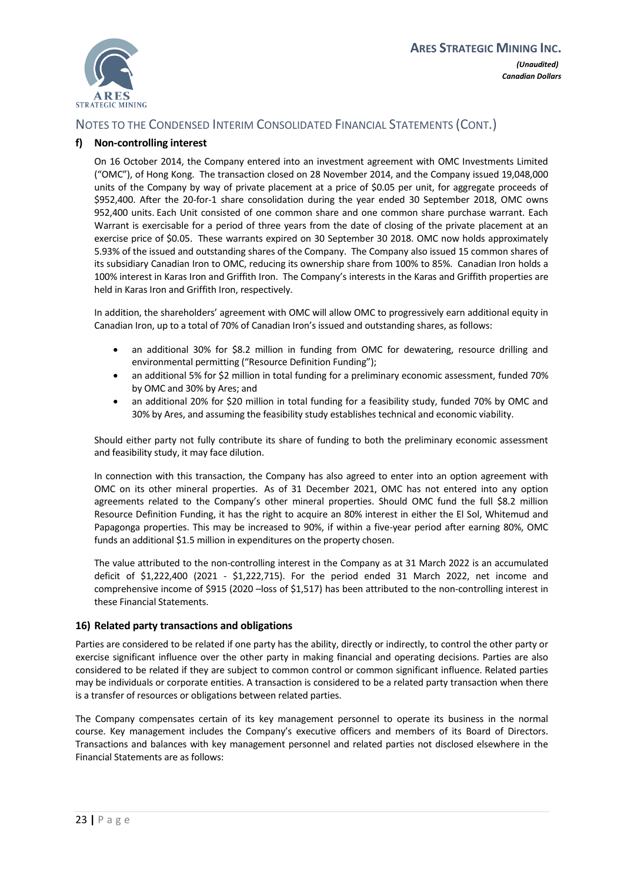## NOTES TO THE CONDENSED INTERIM CONSOLIDATED FINANCIAL STATEMENTS (CONT.)

### f) Non-controlling interest

On 16 October 2014, the Company entered into an investment agreement with OMC Investments Limited ("OMC"), of Hong Kong. The transaction closed on 28 November 2014, and the Company issued 19,048,000 units of the Company by way of private placement at a price of $0.05 per unit, for aggregate proceeds of $952,400. After the 20-for-1 share consolidation during the year ended 30 September 2018, OMC owns 952,400 units. Each Unit consisted of one common share and one common share purchase warrant. Each Warrant is exercisable for a period of three years from the date of closing of the private placement at an exercise price of $0.05. These warrants expired on 30 September 30 2018. OMC now holds approximately 5.93% of the issued and outstanding shares of the Company. The Company also issued 15 common shares of its subsidiary Canadian Iron to OMC, reducing its ownership share from 100% to 85%. Canadian Iron holds a 100% interest in Karas Iron and Griffith Iron. The Company's interests in the Karas and Griffith properties are held in Karas Iron and Griffith Iron, respectively.

In addition, the shareholders' agreement with OMC will allow OMC to progressively earn additional equity in Canadian Iron, up to a total of 70% of Canadian Iron's issued and outstanding shares, as follows:

- an additional 30% for $8.2 million in funding from OMC for dewatering, resource drilling and environmental permitting ("Resource Definition Funding");
- an additional 5% for $2 million in total funding for a preliminary economic assessment, funded 70% by OMC and 30% by Ares; and
- an additional 20% for $20 million in total funding for a feasibility study, funded 70% by OMC and 30% by Ares, and assuming the feasibility study establishes technical and economic viability.

Should either party not fully contribute its share of funding to both the preliminary economic assessment and feasibility study, it may face dilution.

In connection with this transaction, the Company has also agreed to enter into an option agreement with OMC on its other mineral properties. As of 31 December 2021, OMC has not entered into any option agreements related to the Company's other mineral properties. Should OMC fund the full $8.2 million Resource Definition Funding, it has the right to acquire an 80% interest in either the El Sol, Whitemud and Papagonga properties. This may be increased to 90%, if within a five-year period after earning 80%, OMC funds an additional $1.5 million in expenditures on the property chosen.

The value attributed to the non-controlling interest in the Company as at 31 March 2022 is an accumulated deficit of $1,222,400 (2021 - $1,222,715). For the period ended 31 March 2022, net income and comprehensive income of $915 (2020 –loss of $1,517) has been attributed to the non-controlling interest in these Financial Statements.

## 16) Related party transactions and obligations

Parties are considered to be related if one party has the ability, directly or indirectly, to control the other party or exercise significant influence over the other party in making financial and operating decisions. Parties are also considered to be related if they are subject to common control or common significant influence. Related parties may be individuals or corporate entities. A transaction is considered to be a related party transaction when there is a transfer of resources or obligations between related parties.

The Company compensates certain of its key management personnel to operate its business in the normal course. Key management includes the Company's executive officers and members of its Board of Directors. Transactions and balances with key management personnel and related parties not disclosed elsewhere in the Financial Statements are as follows: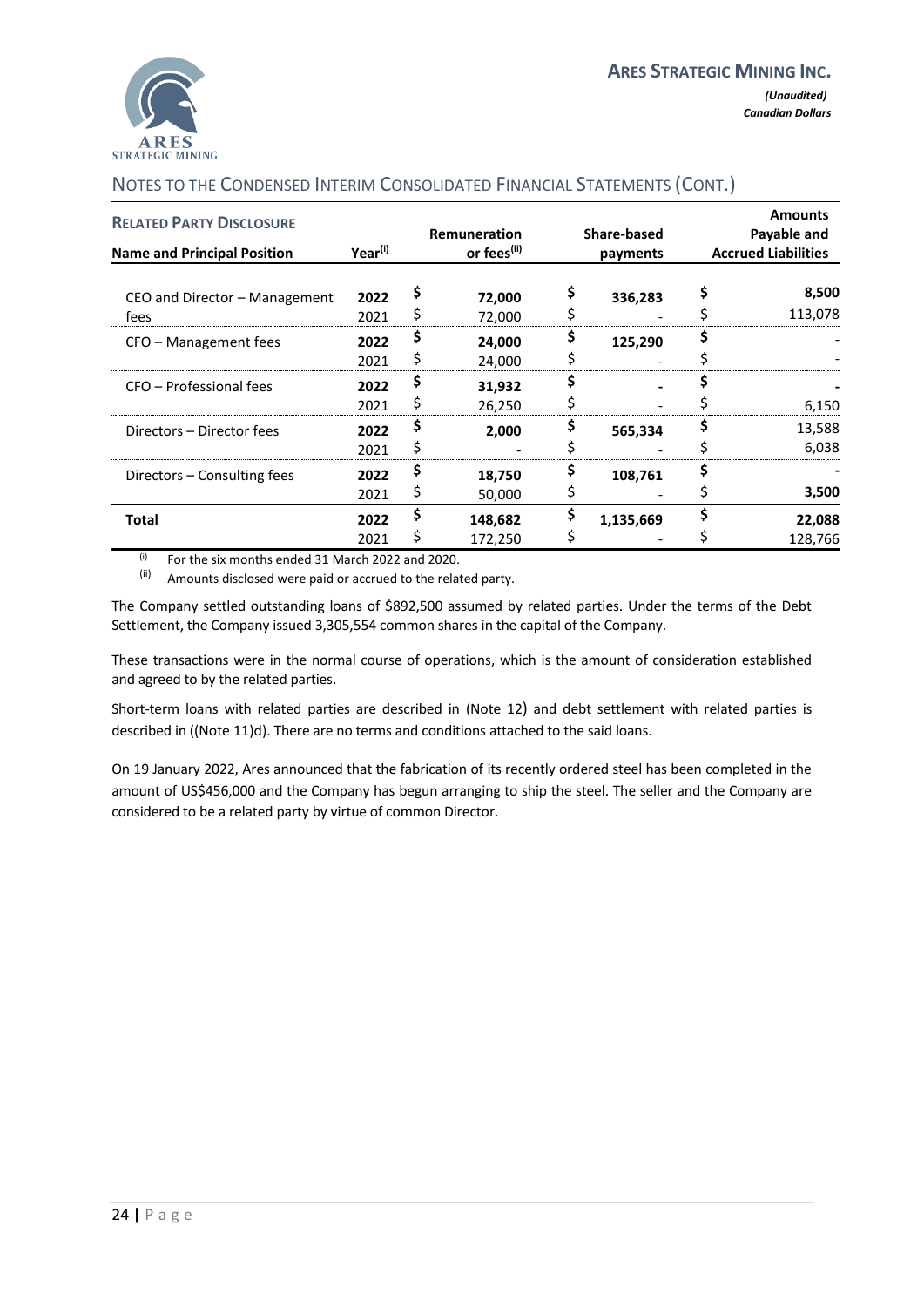## NOTES TO THE CONDENSED INTERIM CONSOLIDATED FINANCIAL STATEMENTS (CONT.)

| **RELATED PARTY DISCLOSURE** Name and Principal Position | Year(i) | Remuneration or fees(ii) | Share-based payments | Amounts Payable and Accrued Liabilities |
|---|---|---|---|---|
| CEO and Director – Management fees | **2022** | **$ 72,000** | **$ 336,283** | **$ 8,500** |
| | 2021 | $ 72,000 | $ - | $ 113,078 |
| CFO – Management fees | **2022** | **$ 24,000** | **$ 125,290** | **$ -** |
| | 2021 | $ 24,000 | $ - | $ - |
| CFO – Professional fees | **2022** | **$ 31,932** | **$ -** | **$ -** |
| | 2021 | $ 26,250 | $ - | $ 6,150 |
| Directors – Director fees | **2022** | **$ 2,000** | **$ 565,334** | **$ 13,588** |
| | 2021 | $ - | $ - | $ 6,038 |
| Directors – Consulting fees | **2022** | **$ 18,750** | **$ 108,761** | **$ -** |
| | 2021 | $ 50,000 | $ - | $ **3,500** |
| **Total** | **2022** | **$ 148,682** | **$ 1,135,669** | **$ 22,088** |
| | 2021 | $ 172,250 | $ - | $ 128,766 |

(i) For the six months ended 31 March 2022 and 2020.

(ii) Amounts disclosed were paid or accrued to the related party.

The Company settled outstanding loans of $892,500 assumed by related parties. Under the terms of the Debt Settlement, the Company issued 3,305,554 common shares in the capital of the Company.

These transactions were in the normal course of operations, which is the amount of consideration established and agreed to by the related parties.

Short-term loans with related parties are described in (Note 12) and debt settlement with related parties is described in ((Note 11)d). There are no terms and conditions attached to the said loans.

On 19 January 2022, Ares announced that the fabrication of its recently ordered steel has been completed in the amount of US$456,000 and the Company has begun arranging to ship the steel. The seller and the Company are considered to be a related party by virtue of common Director.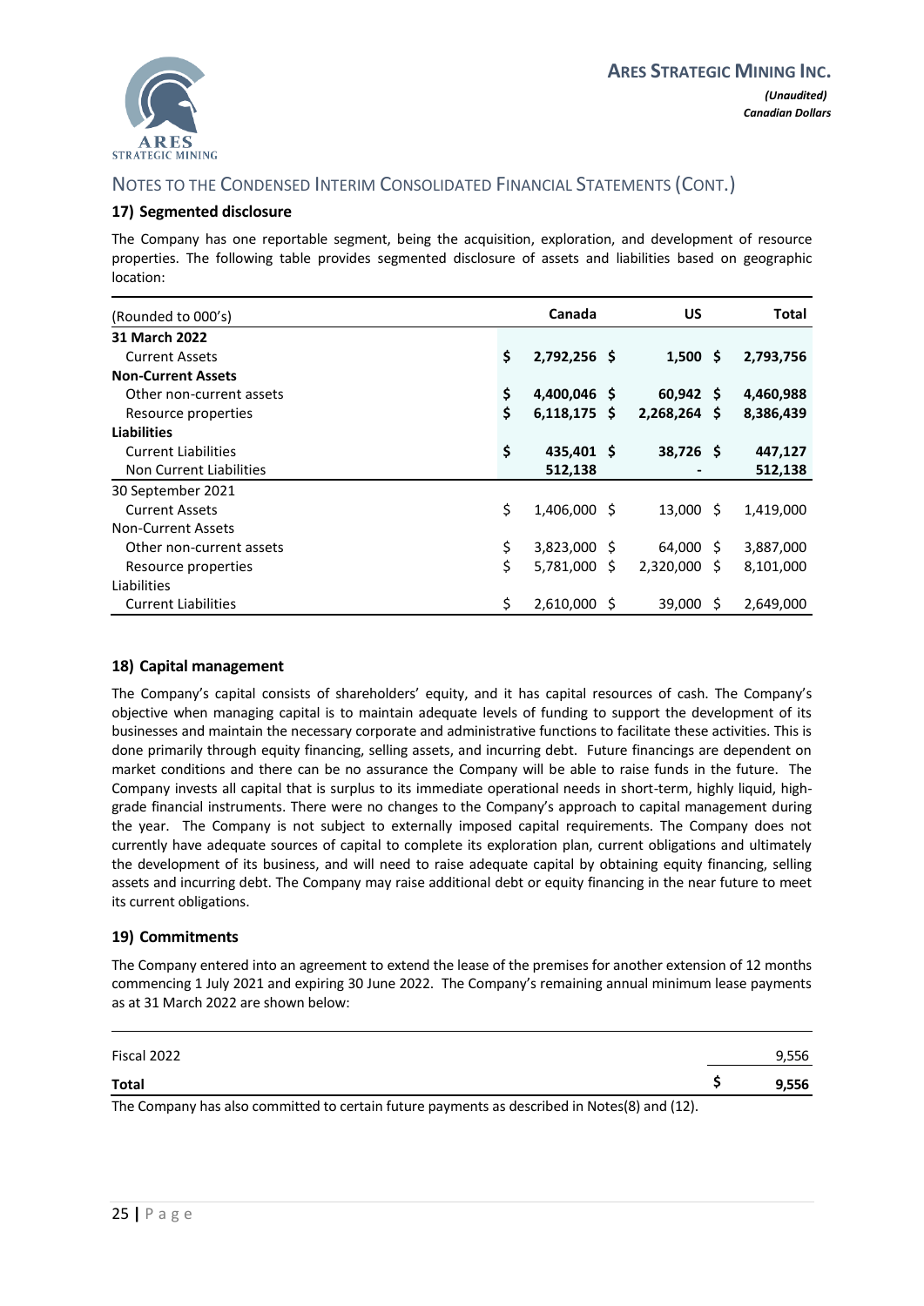## NOTES TO THE CONDENSED INTERIM CONSOLIDATED FINANCIAL STATEMENTS (CONT.)

### 17) Segmented disclosure

The Company has one reportable segment, being the acquisition, exploration, and development of resource properties. The following table provides segmented disclosure of assets and liabilities based on geographic location:

| (Rounded to 000's) | Canada | US | Total |
|---|---|---|---|
| **31 March 2022** | | | |
| Current Assets | **$ 2,792,256** | **$ 1,500** | **$ 2,793,756** |
| **Non-Current Assets** | | | |
| Other non-current assets | **$ 4,400,046** | **$ 60,942** | **$ 4,460,988** |
| Resource properties | **$ 6,118,175** | **$ 2,268,264** | **$ 8,386,439** |
| **Liabilities** | | | |
| Current Liabilities | **$ 435,401** | **$ 38,726** | **$ 447,127** |
| Non Current Liabilities | **512,138** | **-** | **512,138** |
| 30 September 2021 | | | |
| Current Assets | $ 1,406,000 | $ 13,000 | $ 1,419,000 |
| Non-Current Assets | | | |
| Other non-current assets | $ 3,823,000 | $ 64,000 | $ 3,887,000 |
| Resource properties | $ 5,781,000 | $ 2,320,000 | $ 8,101,000 |
| Liabilities | | | |
| Current Liabilities | $ 2,610,000 | $ 39,000 | $ 2,649,000 |

### 18) Capital management

The Company's capital consists of shareholders' equity, and it has capital resources of cash. The Company's objective when managing capital is to maintain adequate levels of funding to support the development of its businesses and maintain the necessary corporate and administrative functions to facilitate these activities. This is done primarily through equity financing, selling assets, and incurring debt. Future financings are dependent on market conditions and there can be no assurance the Company will be able to raise funds in the future. The Company invests all capital that is surplus to its immediate operational needs in short-term, highly liquid, high-grade financial instruments. There were no changes to the Company's approach to capital management during the year. The Company is not subject to externally imposed capital requirements. The Company does not currently have adequate sources of capital to complete its exploration plan, current obligations and ultimately the development of its business, and will need to raise adequate capital by obtaining equity financing, selling assets and incurring debt. The Company may raise additional debt or equity financing in the near future to meet its current obligations.

### 19) Commitments

The Company entered into an agreement to extend the lease of the premises for another extension of 12 months commencing 1 July 2021 and expiring 30 June 2022. The Company's remaining annual minimum lease payments as at 31 March 2022 are shown below:

| | |
|---|---|
| Fiscal 2022 | 9,556 |
| **Total** | **$ 9,556** |

The Company has also committed to certain future payments as described in Notes(8) and (12).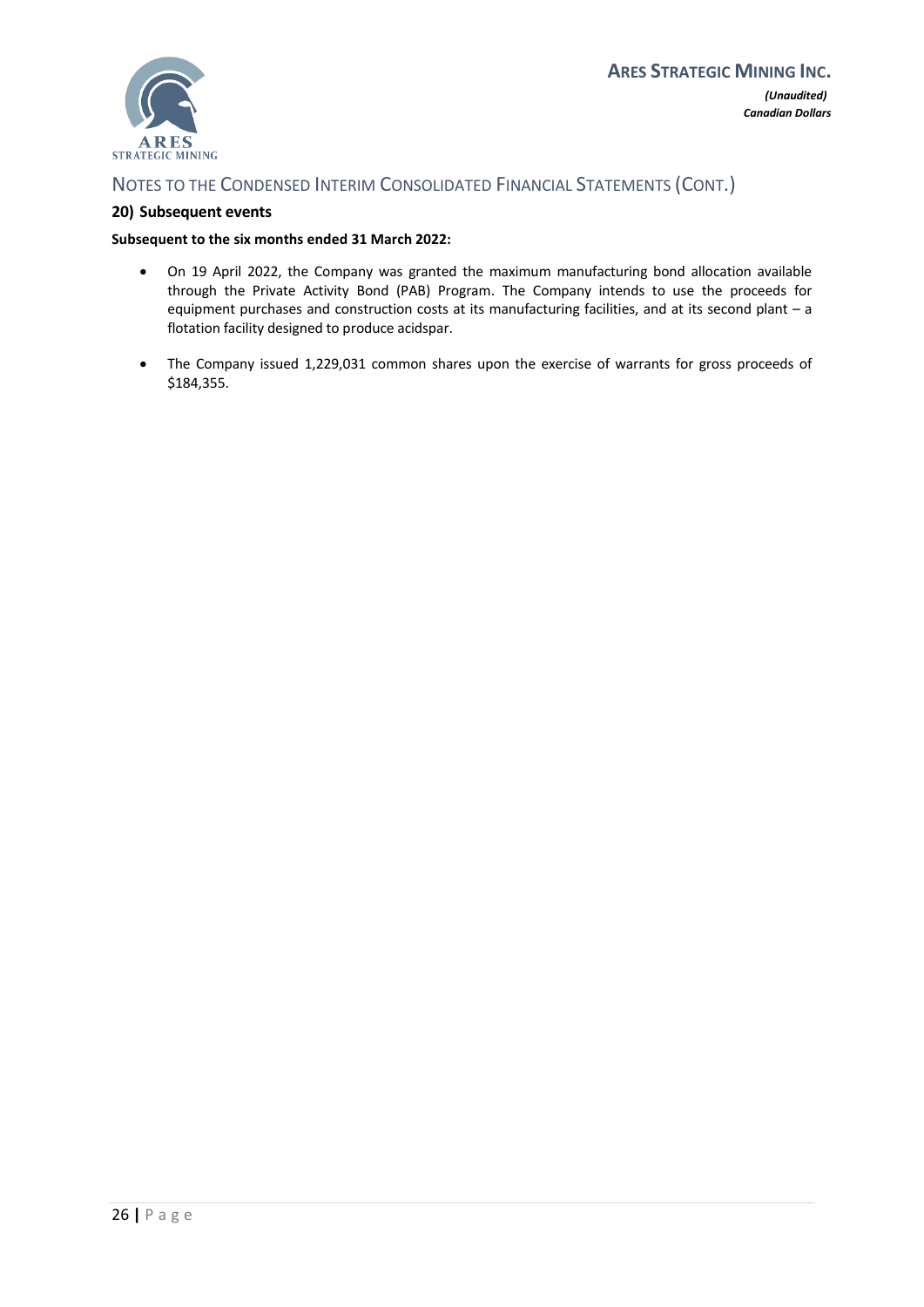## NOTES TO THE CONDENSED INTERIM CONSOLIDATED FINANCIAL STATEMENTS (CONT.)

### 20) Subsequent events

**Subsequent to the six months ended 31 March 2022:**

- On 19 April 2022, the Company was granted the maximum manufacturing bond allocation available through the Private Activity Bond (PAB) Program. The Company intends to use the proceeds for equipment purchases and construction costs at its manufacturing facilities, and at its second plant – a flotation facility designed to produce acidspar.
- The Company issued 1,229,031 common shares upon the exercise of warrants for gross proceeds of $184,355.